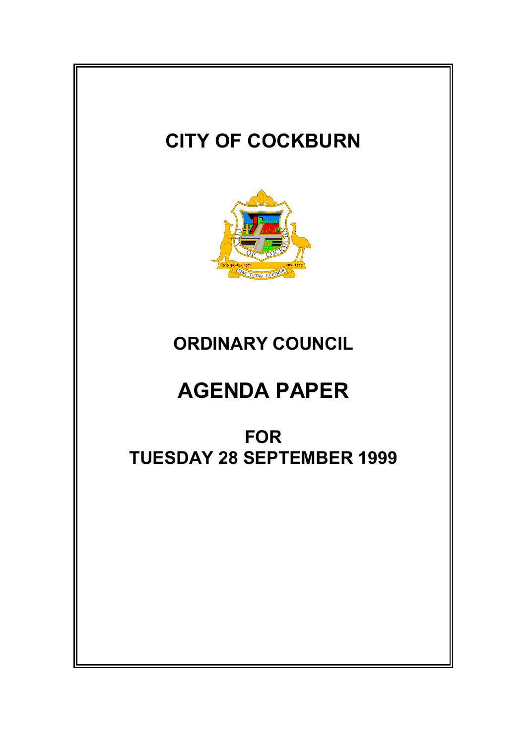# CITY OF COCKBURN

## ORDINARY COUNCIL

# AGENDA PAPER

## FOR
## TUESDAY 28 SEPTEMBER 1999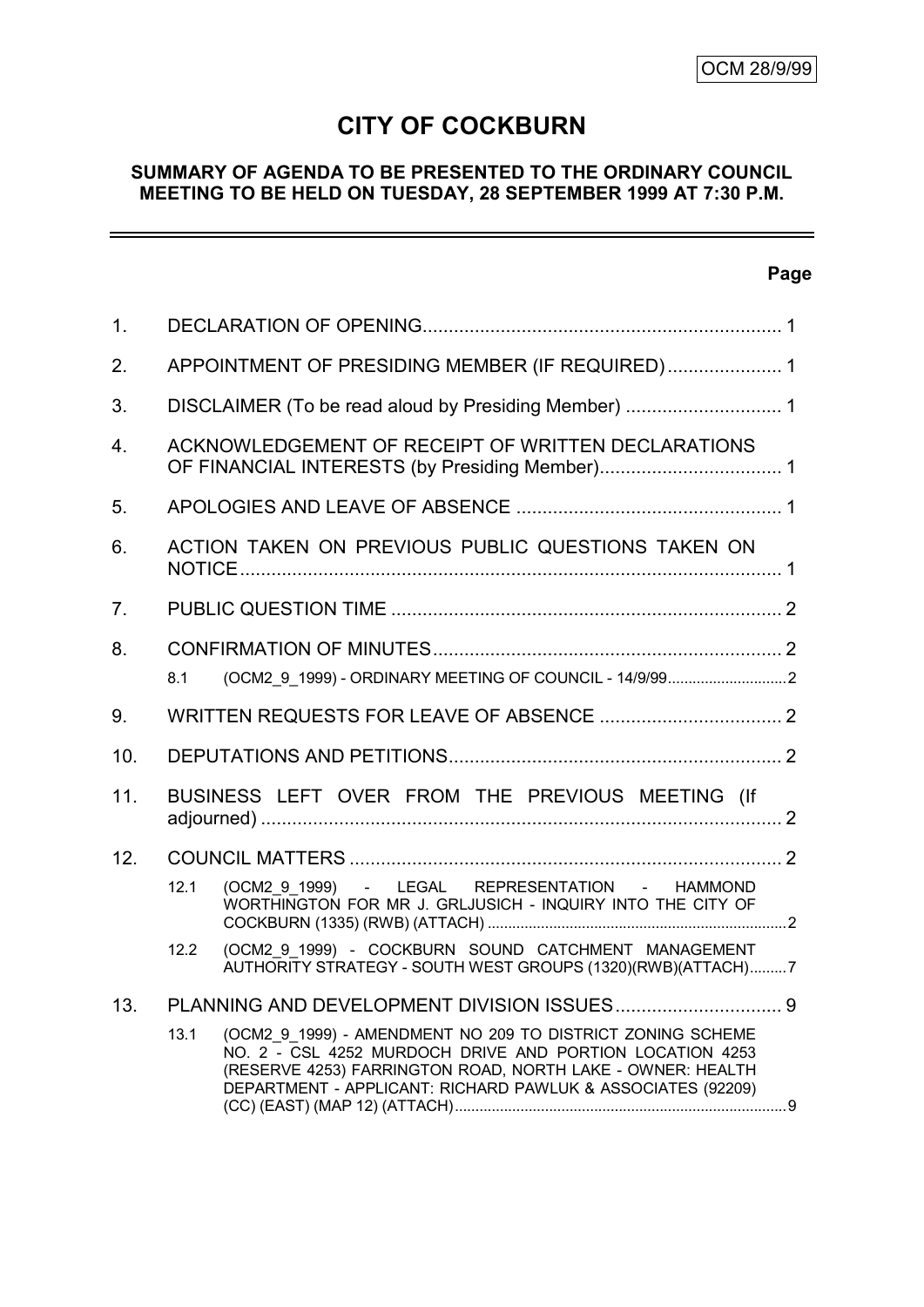OCM 28/9/99

# CITY OF COCKBURN

## SUMMARY OF AGENDA TO BE PRESENTED TO THE ORDINARY COUNCIL MEETING TO BE HELD ON TUESDAY, 28 SEPTEMBER 1999 AT 7:30 P.M.

| | | Page |
|---|---|---|
| 1. | DECLARATION OF OPENING | 1 |
| 2. | APPOINTMENT OF PRESIDING MEMBER (IF REQUIRED) | 1 |
| 3. | DISCLAIMER (To be read aloud by Presiding Member) | 1 |
| 4. | ACKNOWLEDGEMENT OF RECEIPT OF WRITTEN DECLARATIONS OF FINANCIAL INTERESTS (by Presiding Member) | 1 |
| 5. | APOLOGIES AND LEAVE OF ABSENCE | 1 |
| 6. | ACTION TAKEN ON PREVIOUS PUBLIC QUESTIONS TAKEN ON NOTICE | 1 |
| 7. | PUBLIC QUESTION TIME | 2 |
| 8. | CONFIRMATION OF MINUTES | 2 |
| 8.1 | (OCM2_9_1999) - ORDINARY MEETING OF COUNCIL - 14/9/99 | 2 |
| 9. | WRITTEN REQUESTS FOR LEAVE OF ABSENCE | 2 |
| 10. | DEPUTATIONS AND PETITIONS | 2 |
| 11. | BUSINESS LEFT OVER FROM THE PREVIOUS MEETING (If adjourned) | 2 |
| 12. | COUNCIL MATTERS | 2 |
| 12.1 | (OCM2_9_1999) - LEGAL REPRESENTATION - HAMMOND WORTHINGTON FOR MR J. GRLJUSICH - INQUIRY INTO THE CITY OF COCKBURN (1335) (RWB) (ATTACH) | 2 |
| 12.2 | (OCM2_9_1999) - COCKBURN SOUND CATCHMENT MANAGEMENT AUTHORITY STRATEGY - SOUTH WEST GROUPS (1320)(RWB)(ATTACH) | 7 |
| 13. | PLANNING AND DEVELOPMENT DIVISION ISSUES | 9 |
| 13.1 | (OCM2_9_1999) - AMENDMENT NO 209 TO DISTRICT ZONING SCHEME NO. 2 - CSL 4252 MURDOCH DRIVE AND PORTION LOCATION 4253 (RESERVE 4253) FARRINGTON ROAD, NORTH LAKE - OWNER: HEALTH DEPARTMENT - APPLICANT: RICHARD PAWLUK & ASSOCIATES (92209) (CC) (EAST) (MAP 12) (ATTACH) | 9 |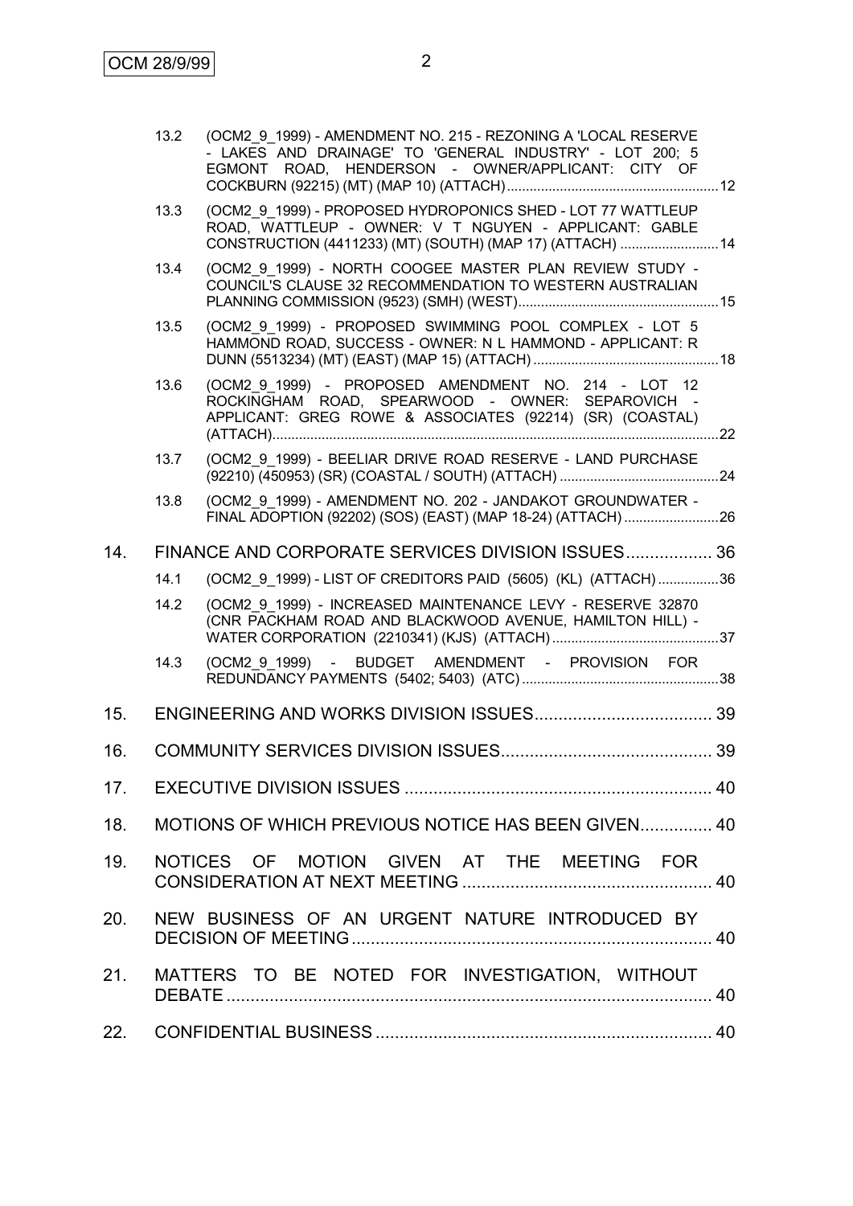13.2 (OCM2_9_1999) - AMENDMENT NO. 215 - REZONING A 'LOCAL RESERVE - LAKES AND DRAINAGE' TO 'GENERAL INDUSTRY' - LOT 200; 5 EGMONT ROAD, HENDERSON - OWNER/APPLICANT: CITY OF COCKBURN (92215) (MT) (MAP 10) (ATTACH) ........ 12

13.3 (OCM2_9_1999) - PROPOSED HYDROPONICS SHED - LOT 77 WATTLEUP ROAD, WATTLEUP - OWNER: V T NGUYEN - APPLICANT: GABLE CONSTRUCTION (4411233) (MT) (SOUTH) (MAP 17) (ATTACH) ........ 14

13.4 (OCM2_9_1999) - NORTH COOGEE MASTER PLAN REVIEW STUDY - COUNCIL'S CLAUSE 32 RECOMMENDATION TO WESTERN AUSTRALIAN PLANNING COMMISSION (9523) (SMH) (WEST) ........ 15

13.5 (OCM2_9_1999) - PROPOSED SWIMMING POOL COMPLEX - LOT 5 HAMMOND ROAD, SUCCESS - OWNER: N L HAMMOND - APPLICANT: R DUNN (5513234) (MT) (EAST) (MAP 15) (ATTACH) ........ 18

13.6 (OCM2_9_1999) - PROPOSED AMENDMENT NO. 214 - LOT 12 ROCKINGHAM ROAD, SPEARWOOD - OWNER: SEPAROVICH - APPLICANT: GREG ROWE & ASSOCIATES (92214) (SR) (COASTAL) (ATTACH) ........ 22

13.7 (OCM2_9_1999) - BEELIAR DRIVE ROAD RESERVE - LAND PURCHASE (92210) (450953) (SR) (COASTAL / SOUTH) (ATTACH) ........ 24

13.8 (OCM2_9_1999) - AMENDMENT NO. 202 - JANDAKOT GROUNDWATER - FINAL ADOPTION (92202) (SOS) (EAST) (MAP 18-24) (ATTACH) ........ 26

14. FINANCE AND CORPORATE SERVICES DIVISION ISSUES ........ 36

14.1 (OCM2_9_1999) - LIST OF CREDITORS PAID (5605) (KL) (ATTACH) ........ 36

14.2 (OCM2_9_1999) - INCREASED MAINTENANCE LEVY - RESERVE 32870 (CNR PACKHAM ROAD AND BLACKWOOD AVENUE, HAMILTON HILL) - WATER CORPORATION (2210341) (KJS) (ATTACH) ........ 37

14.3 (OCM2_9_1999) - BUDGET AMENDMENT - PROVISION FOR REDUNDANCY PAYMENTS (5402; 5403) (ATC) ........ 38

15. ENGINEERING AND WORKS DIVISION ISSUES ........ 39

16. COMMUNITY SERVICES DIVISION ISSUES ........ 39

17. EXECUTIVE DIVISION ISSUES ........ 40

18. MOTIONS OF WHICH PREVIOUS NOTICE HAS BEEN GIVEN ........ 40

19. NOTICES OF MOTION GIVEN AT THE MEETING FOR CONSIDERATION AT NEXT MEETING ........ 40

20. NEW BUSINESS OF AN URGENT NATURE INTRODUCED BY DECISION OF MEETING ........ 40

21. MATTERS TO BE NOTED FOR INVESTIGATION, WITHOUT DEBATE ........ 40

22. CONFIDENTIAL BUSINESS ........ 40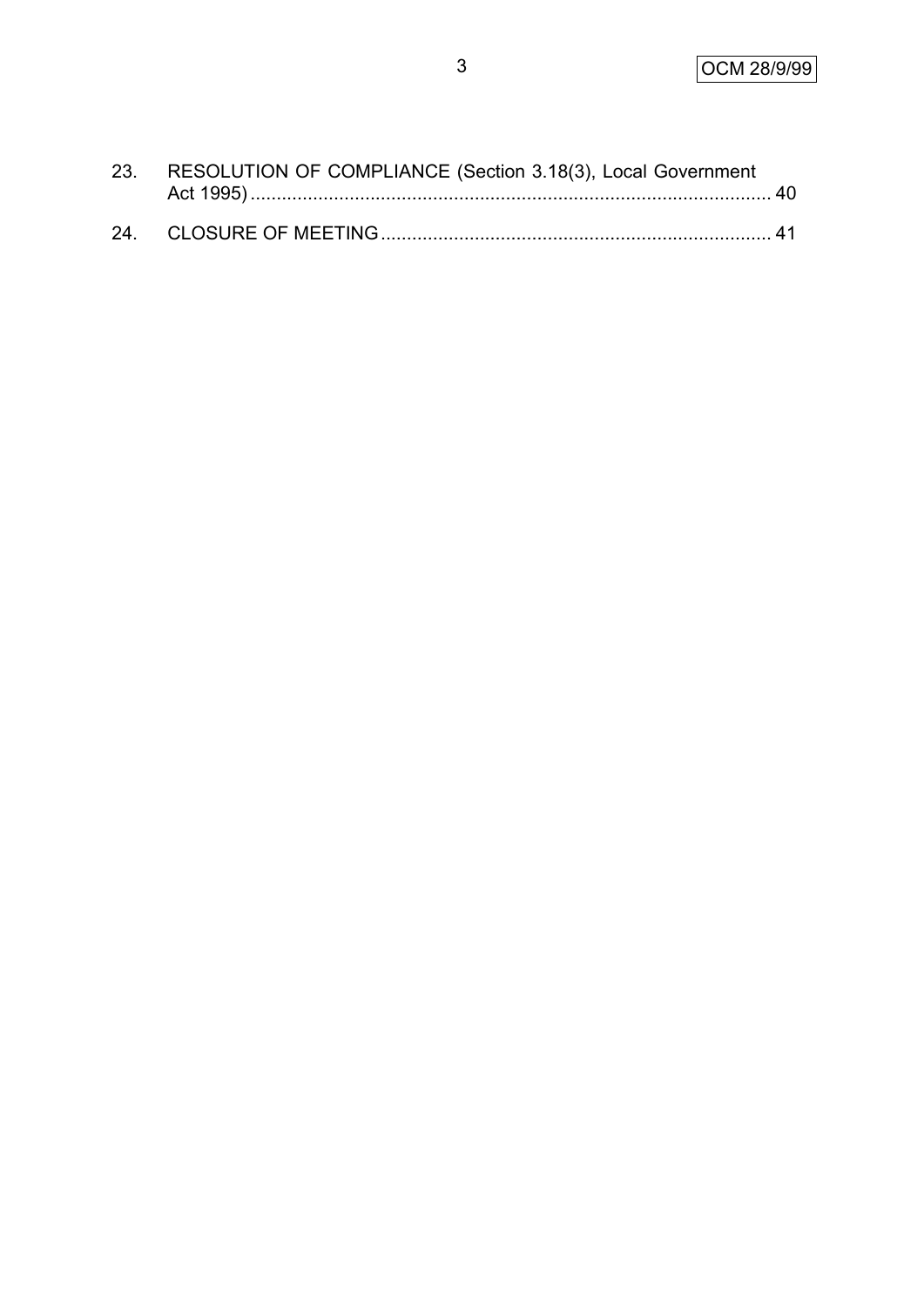23. RESOLUTION OF COMPLIANCE (Section 3.18(3), Local Government Act 1995) ........................................................................................ 40

24. CLOSURE OF MEETING ................................................................................ 41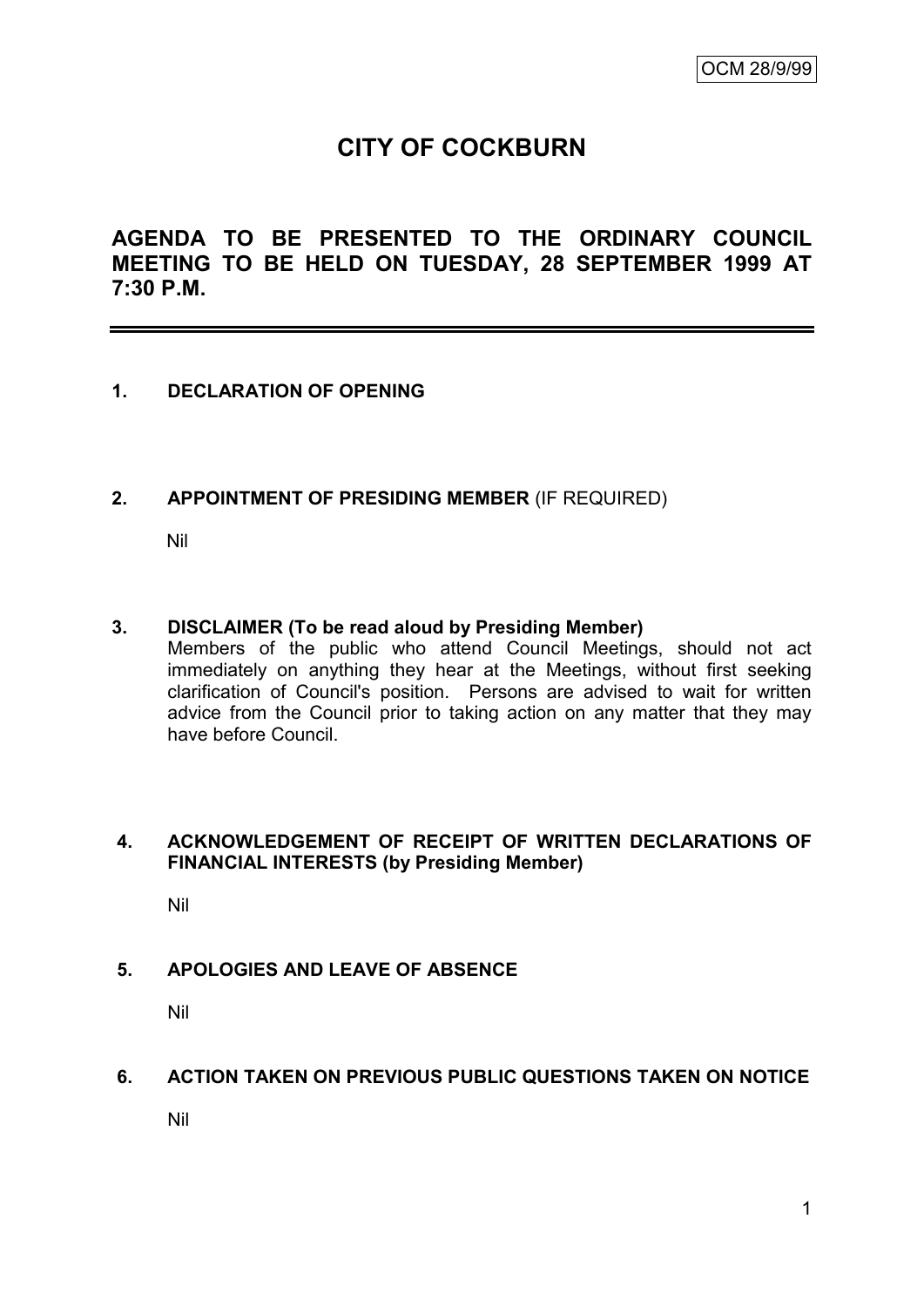OCM 28/9/99

# CITY OF COCKBURN

## AGENDA TO BE PRESENTED TO THE ORDINARY COUNCIL MEETING TO BE HELD ON TUESDAY, 28 SEPTEMBER 1999 AT 7:30 P.M.

---

**1. DECLARATION OF OPENING**

**2. APPOINTMENT OF PRESIDING MEMBER** (IF REQUIRED)

Nil

**3. DISCLAIMER (To be read aloud by Presiding Member)**

Members of the public who attend Council Meetings, should not act immediately on anything they hear at the Meetings, without first seeking clarification of Council's position. Persons are advised to wait for written advice from the Council prior to taking action on any matter that they may have before Council.

**4. ACKNOWLEDGEMENT OF RECEIPT OF WRITTEN DECLARATIONS OF FINANCIAL INTERESTS (by Presiding Member)**

Nil

**5. APOLOGIES AND LEAVE OF ABSENCE**

Nil

**6. ACTION TAKEN ON PREVIOUS PUBLIC QUESTIONS TAKEN ON NOTICE**

Nil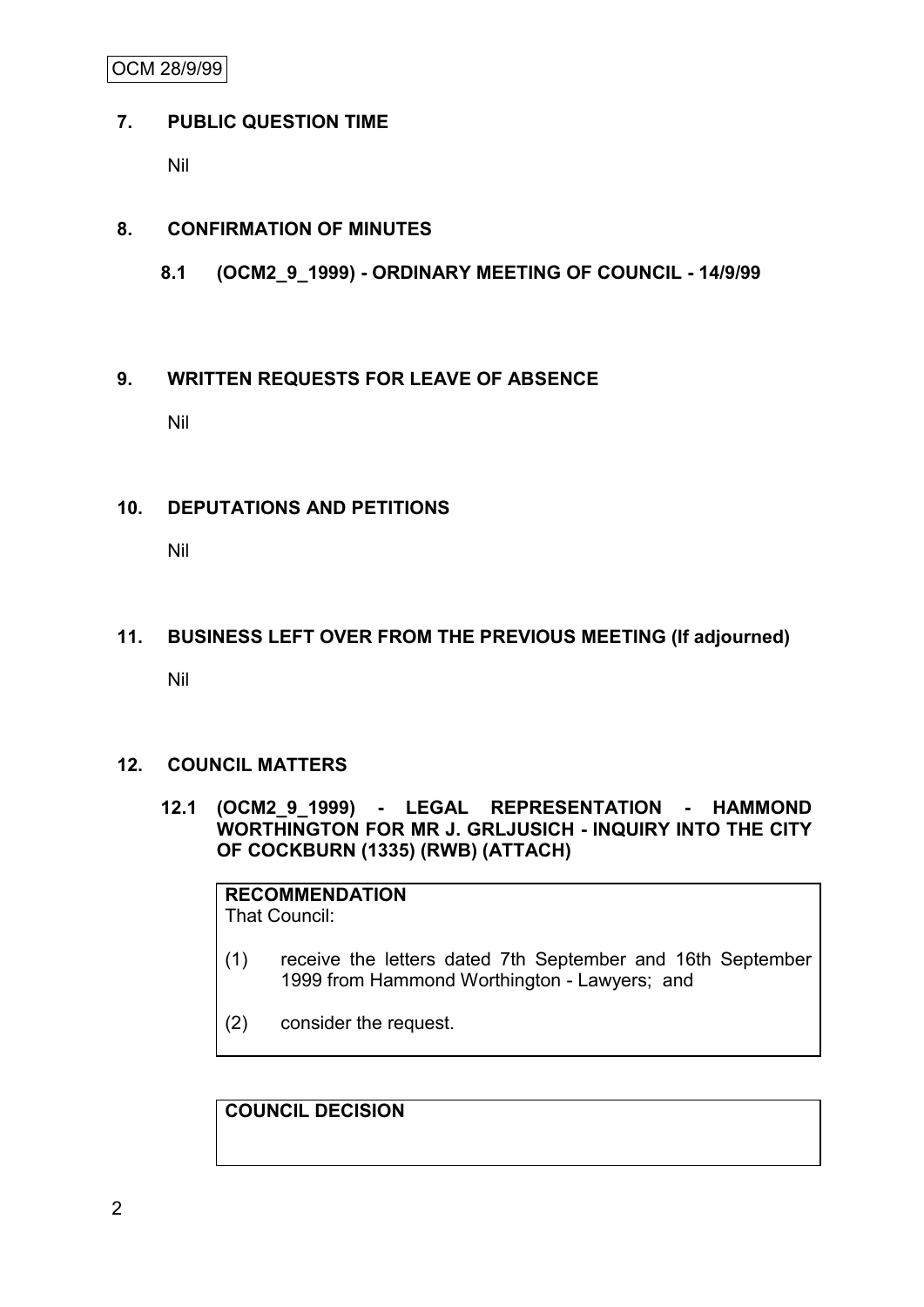## 7. PUBLIC QUESTION TIME

Nil

## 8. CONFIRMATION OF MINUTES

### 8.1 (OCM2_9_1999) - ORDINARY MEETING OF COUNCIL - 14/9/99

## 9. WRITTEN REQUESTS FOR LEAVE OF ABSENCE

Nil

## 10. DEPUTATIONS AND PETITIONS

Nil

## 11. BUSINESS LEFT OVER FROM THE PREVIOUS MEETING (If adjourned)

Nil

## 12. COUNCIL MATTERS

### 12.1 (OCM2_9_1999) - LEGAL REPRESENTATION - HAMMOND WORTHINGTON FOR MR J. GRLJUSICH - INQUIRY INTO THE CITY OF COCKBURN (1335) (RWB) (ATTACH)

**RECOMMENDATION**

That Council:

(1) receive the letters dated 7th September and 16th September 1999 from Hammond Worthington - Lawyers; and

(2) consider the request.

**COUNCIL DECISION**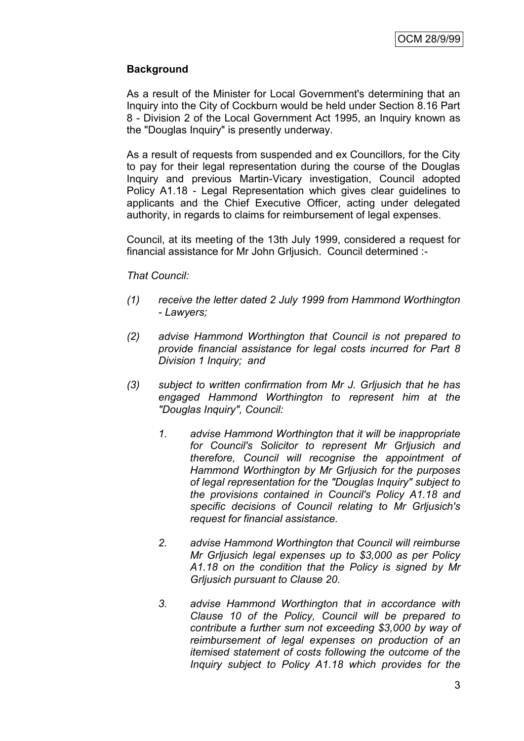## Background

As a result of the Minister for Local Government's determining that an Inquiry into the City of Cockburn would be held under Section 8.16 Part 8 - Division 2 of the Local Government Act 1995, an Inquiry known as the "Douglas Inquiry" is presently underway.

As a result of requests from suspended and ex Councillors, for the City to pay for their legal representation during the course of the Douglas Inquiry and previous Martin-Vicary investigation, Council adopted Policy A1.18 - Legal Representation which gives clear guidelines to applicants and the Chief Executive Officer, acting under delegated authority, in regards to claims for reimbursement of legal expenses.

Council, at its meeting of the 13th July 1999, considered a request for financial assistance for Mr John Grljusich. Council determined :-

*That Council:*

*(1) receive the letter dated 2 July 1999 from Hammond Worthington - Lawyers;*

*(2) advise Hammond Worthington that Council is not prepared to provide financial assistance for legal costs incurred for Part 8 Division 1 Inquiry; and*

*(3) subject to written confirmation from Mr J. Grljusich that he has engaged Hammond Worthington to represent him at the "Douglas Inquiry", Council:*

*1. advise Hammond Worthington that it will be inappropriate for Council's Solicitor to represent Mr Grljusich and therefore, Council will recognise the appointment of Hammond Worthington by Mr Grljusich for the purposes of legal representation for the "Douglas Inquiry" subject to the provisions contained in Council's Policy A1.18 and specific decisions of Council relating to Mr Grljusich's request for financial assistance.*

*2. advise Hammond Worthington that Council will reimburse Mr Grljusich legal expenses up to $3,000 as per Policy A1.18 on the condition that the Policy is signed by Mr Grljusich pursuant to Clause 20.*

*3. advise Hammond Worthington that in accordance with Clause 10 of the Policy, Council will be prepared to contribute a further sum not exceeding $3,000 by way of reimbursement of legal expenses on production of an itemised statement of costs following the outcome of the Inquiry subject to Policy A1.18 which provides for the*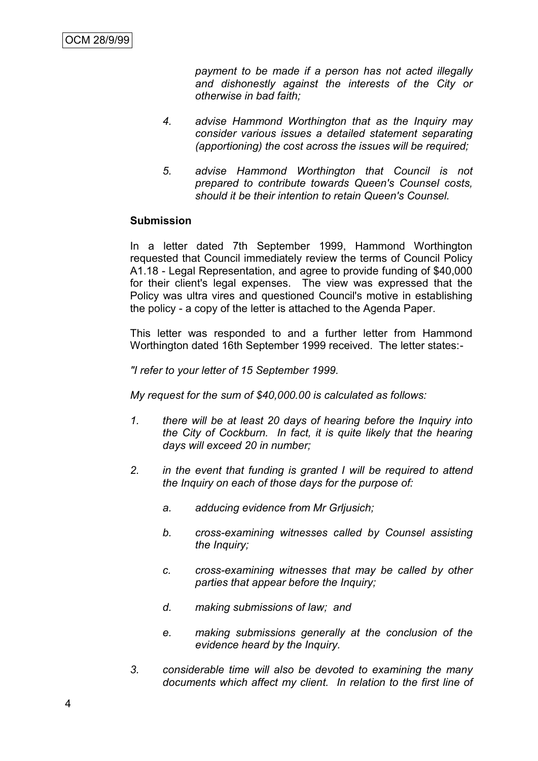*payment to be made if a person has not acted illegally and dishonestly against the interests of the City or otherwise in bad faith;*

4. *advise Hammond Worthington that as the Inquiry may consider various issues a detailed statement separating (apportioning) the cost across the issues will be required;*

5. *advise Hammond Worthington that Council is not prepared to contribute towards Queen's Counsel costs, should it be their intention to retain Queen's Counsel.*

**Submission**

In a letter dated 7th September 1999, Hammond Worthington requested that Council immediately review the terms of Council Policy A1.18 - Legal Representation, and agree to provide funding of $40,000 for their client's legal expenses. The view was expressed that the Policy was ultra vires and questioned Council's motive in establishing the policy - a copy of the letter is attached to the Agenda Paper.

This letter was responded to and a further letter from Hammond Worthington dated 16th September 1999 received. The letter states:-

*"I refer to your letter of 15 September 1999.*

*My request for the sum of $40,000.00 is calculated as follows:*

1. *there will be at least 20 days of hearing before the Inquiry into the City of Cockburn. In fact, it is quite likely that the hearing days will exceed 20 in number;*

2. *in the event that funding is granted I will be required to attend the Inquiry on each of those days for the purpose of:*

   a. *adducing evidence from Mr Grljusich;*

   b. *cross-examining witnesses called by Counsel assisting the Inquiry;*

   c. *cross-examining witnesses that may be called by other parties that appear before the Inquiry;*

   d. *making submissions of law; and*

   e. *making submissions generally at the conclusion of the evidence heard by the Inquiry.*

3. *considerable time will also be devoted to examining the many documents which affect my client. In relation to the first line of*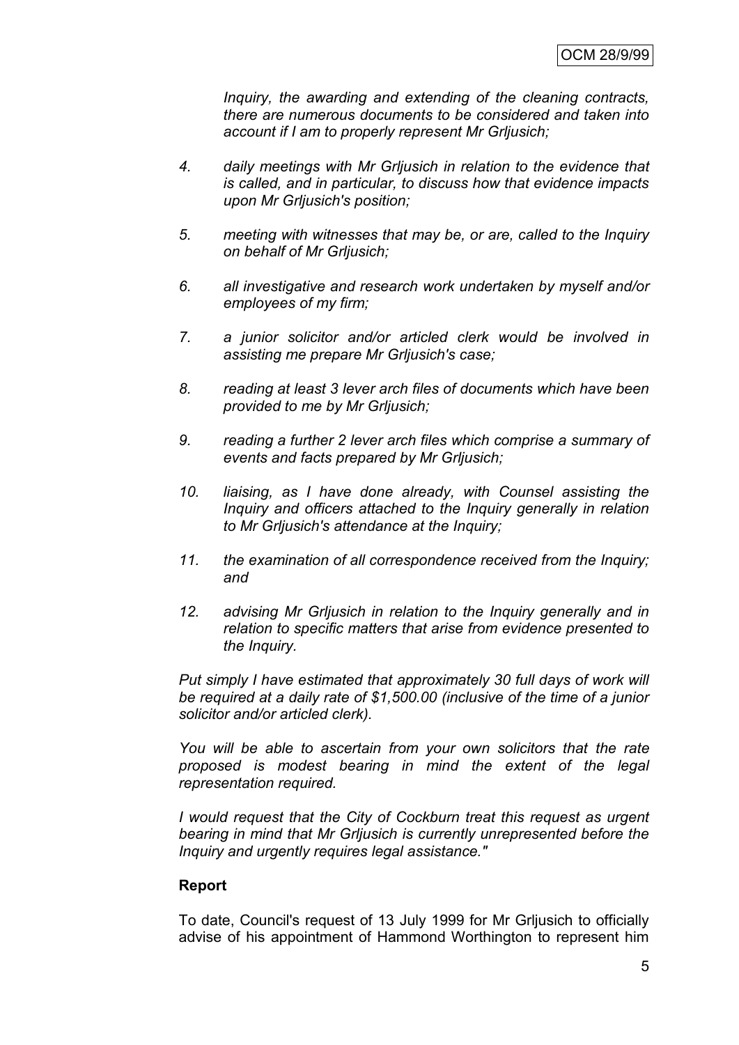*Inquiry, the awarding and extending of the cleaning contracts, there are numerous documents to be considered and taken into account if I am to properly represent Mr Grljusich;*

4. *daily meetings with Mr Grljusich in relation to the evidence that is called, and in particular, to discuss how that evidence impacts upon Mr Grljusich's position;*

5. *meeting with witnesses that may be, or are, called to the Inquiry on behalf of Mr Grljusich;*

6. *all investigative and research work undertaken by myself and/or employees of my firm;*

7. *a junior solicitor and/or articled clerk would be involved in assisting me prepare Mr Grljusich's case;*

8. *reading at least 3 lever arch files of documents which have been provided to me by Mr Grljusich;*

9. *reading a further 2 lever arch files which comprise a summary of events and facts prepared by Mr Grljusich;*

10. *liaising, as I have done already, with Counsel assisting the Inquiry and officers attached to the Inquiry generally in relation to Mr Grljusich's attendance at the Inquiry;*

11. *the examination of all correspondence received from the Inquiry; and*

12. *advising Mr Grljusich in relation to the Inquiry generally and in relation to specific matters that arise from evidence presented to the Inquiry.*

*Put simply I have estimated that approximately 30 full days of work will be required at a daily rate of $1,500.00 (inclusive of the time of a junior solicitor and/or articled clerk).*

*You will be able to ascertain from your own solicitors that the rate proposed is modest bearing in mind the extent of the legal representation required.*

*I would request that the City of Cockburn treat this request as urgent bearing in mind that Mr Grljusich is currently unrepresented before the Inquiry and urgently requires legal assistance."*

**Report**

To date, Council's request of 13 July 1999 for Mr Grljusich to officially advise of his appointment of Hammond Worthington to represent him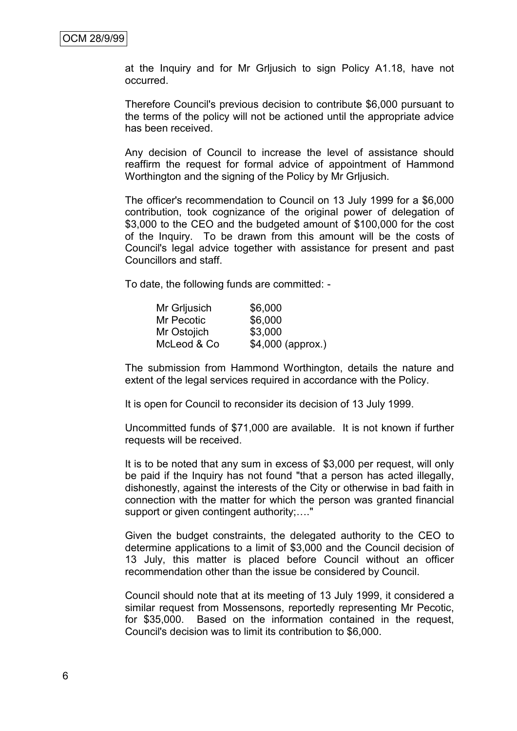at the Inquiry and for Mr Grljusich to sign Policy A1.18, have not occurred.

Therefore Council's previous decision to contribute $6,000 pursuant to the terms of the policy will not be actioned until the appropriate advice has been received.

Any decision of Council to increase the level of assistance should reaffirm the request for formal advice of appointment of Hammond Worthington and the signing of the Policy by Mr Grljusich.

The officer's recommendation to Council on 13 July 1999 for a $6,000 contribution, took cognizance of the original power of delegation of $3,000 to the CEO and the budgeted amount of $100,000 for the cost of the Inquiry. To be drawn from this amount will be the costs of Council's legal advice together with assistance for present and past Councillors and staff.

To date, the following funds are committed: -

| | |
|---|---|
| Mr Grljusich | $6,000 |
| Mr Pecotic | $6,000 |
| Mr Ostojich | $3,000 |
| McLeod & Co | $4,000 (approx.) |

The submission from Hammond Worthington, details the nature and extent of the legal services required in accordance with the Policy.

It is open for Council to reconsider its decision of 13 July 1999.

Uncommitted funds of $71,000 are available. It is not known if further requests will be received.

It is to be noted that any sum in excess of $3,000 per request, will only be paid if the Inquiry has not found "that a person has acted illegally, dishonestly, against the interests of the City or otherwise in bad faith in connection with the matter for which the person was granted financial support or given contingent authority;…."

Given the budget constraints, the delegated authority to the CEO to determine applications to a limit of $3,000 and the Council decision of 13 July, this matter is placed before Council without an officer recommendation other than the issue be considered by Council.

Council should note that at its meeting of 13 July 1999, it considered a similar request from Mossensons, reportedly representing Mr Pecotic, for $35,000. Based on the information contained in the request, Council's decision was to limit its contribution to $6,000.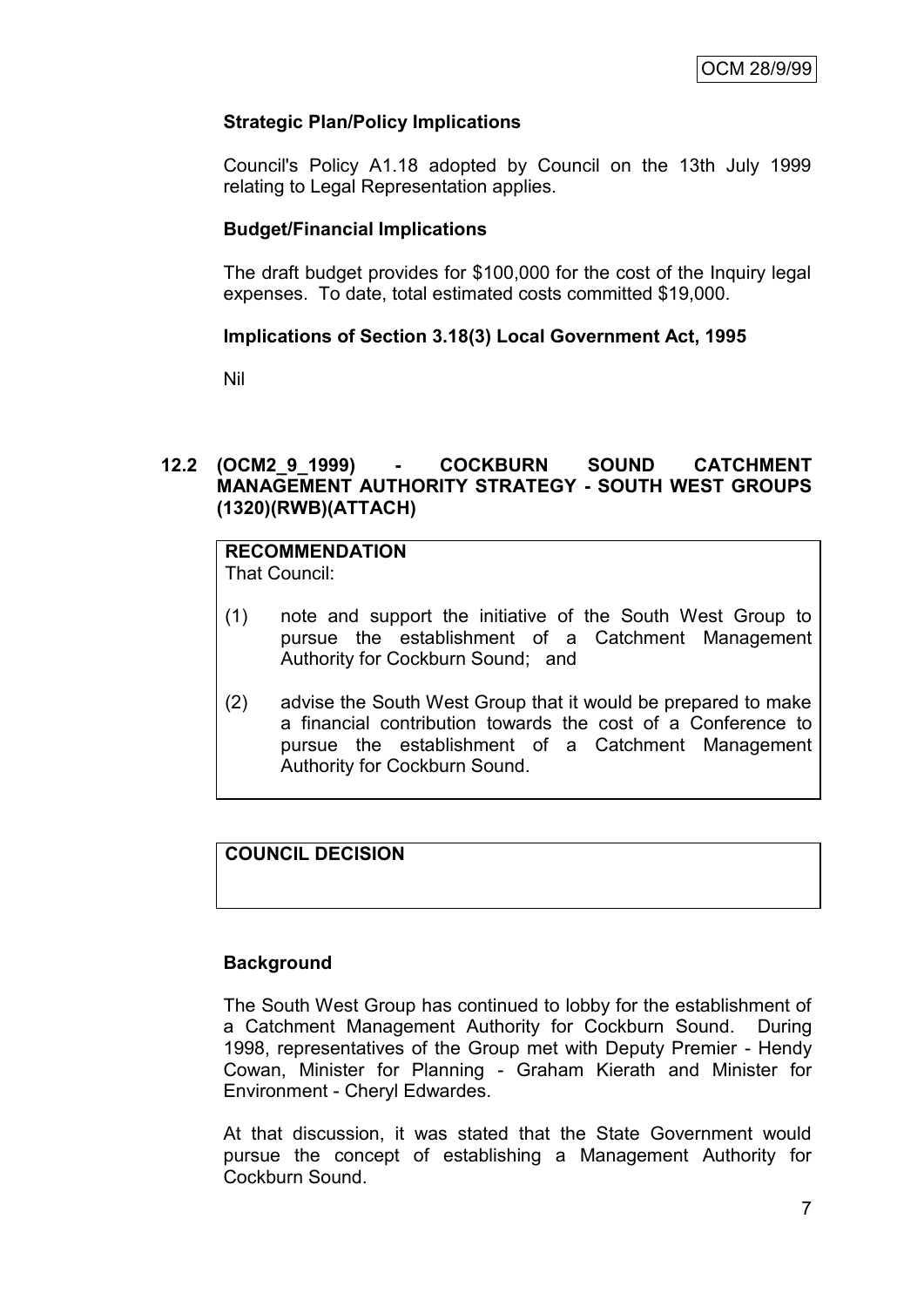### Strategic Plan/Policy Implications

Council's Policy A1.18 adopted by Council on the 13th July 1999 relating to Legal Representation applies.

### Budget/Financial Implications

The draft budget provides for $100,000 for the cost of the Inquiry legal expenses. To date, total estimated costs committed $19,000.

### Implications of Section 3.18(3) Local Government Act, 1995

Nil

## 12.2 (OCM2_9_1999) - COCKBURN SOUND CATCHMENT MANAGEMENT AUTHORITY STRATEGY - SOUTH WEST GROUPS (1320)(RWB)(ATTACH)

**RECOMMENDATION**

That Council:

(1) note and support the initiative of the South West Group to pursue the establishment of a Catchment Management Authority for Cockburn Sound; and

(2) advise the South West Group that it would be prepared to make a financial contribution towards the cost of a Conference to pursue the establishment of a Catchment Management Authority for Cockburn Sound.

**COUNCIL DECISION**

### Background

The South West Group has continued to lobby for the establishment of a Catchment Management Authority for Cockburn Sound. During 1998, representatives of the Group met with Deputy Premier - Hendy Cowan, Minister for Planning - Graham Kierath and Minister for Environment - Cheryl Edwardes.

At that discussion, it was stated that the State Government would pursue the concept of establishing a Management Authority for Cockburn Sound.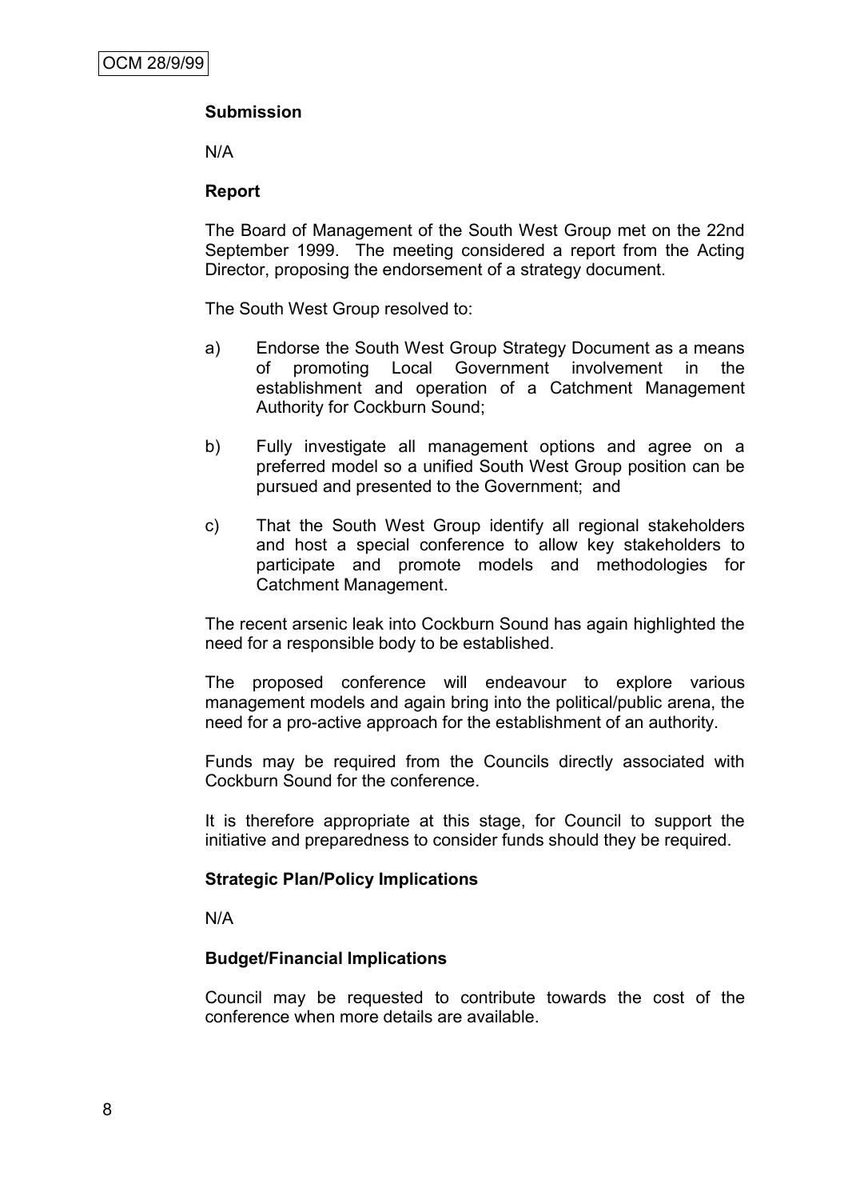**Submission**

N/A

**Report**

The Board of Management of the South West Group met on the 22nd September 1999. The meeting considered a report from the Acting Director, proposing the endorsement of a strategy document.

The South West Group resolved to:

a) Endorse the South West Group Strategy Document as a means of promoting Local Government involvement in the establishment and operation of a Catchment Management Authority for Cockburn Sound;

b) Fully investigate all management options and agree on a preferred model so a unified South West Group position can be pursued and presented to the Government; and

c) That the South West Group identify all regional stakeholders and host a special conference to allow key stakeholders to participate and promote models and methodologies for Catchment Management.

The recent arsenic leak into Cockburn Sound has again highlighted the need for a responsible body to be established.

The proposed conference will endeavour to explore various management models and again bring into the political/public arena, the need for a pro-active approach for the establishment of an authority.

Funds may be required from the Councils directly associated with Cockburn Sound for the conference.

It is therefore appropriate at this stage, for Council to support the initiative and preparedness to consider funds should they be required.

**Strategic Plan/Policy Implications**

N/A

**Budget/Financial Implications**

Council may be requested to contribute towards the cost of the conference when more details are available.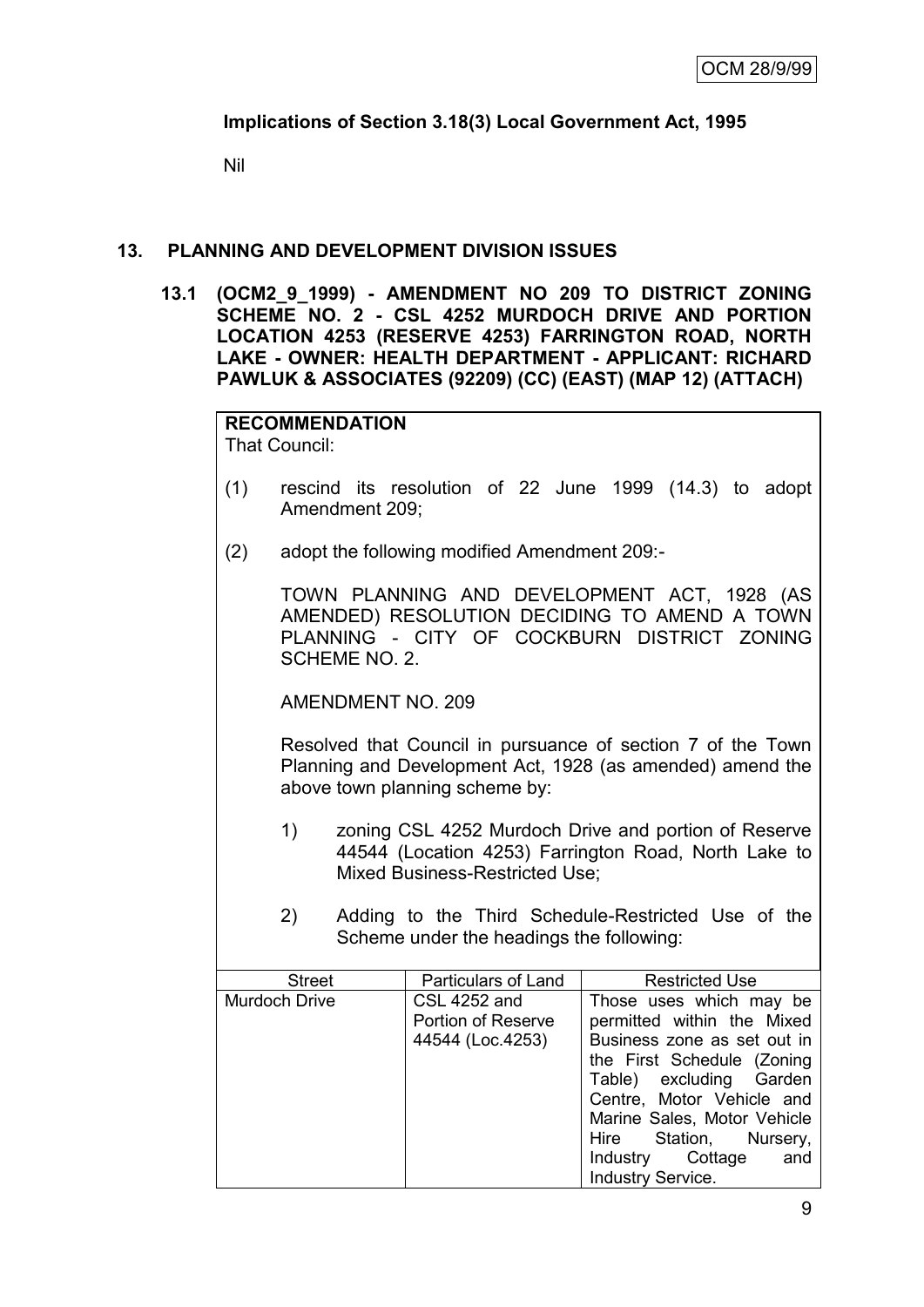**Implications of Section 3.18(3) Local Government Act, 1995**

Nil

## 13. PLANNING AND DEVELOPMENT DIVISION ISSUES

### 13.1 (OCM2_9_1999) - AMENDMENT NO 209 TO DISTRICT ZONING SCHEME NO. 2 - CSL 4252 MURDOCH DRIVE AND PORTION LOCATION 4253 (RESERVE 4253) FARRINGTON ROAD, NORTH LAKE - OWNER: HEALTH DEPARTMENT - APPLICANT: RICHARD PAWLUK & ASSOCIATES (92209) (CC) (EAST) (MAP 12) (ATTACH)

**RECOMMENDATION**

That Council:

(1) rescind its resolution of 22 June 1999 (14.3) to adopt Amendment 209;

(2) adopt the following modified Amendment 209:-

TOWN PLANNING AND DEVELOPMENT ACT, 1928 (AS AMENDED) RESOLUTION DECIDING TO AMEND A TOWN PLANNING - CITY OF COCKBURN DISTRICT ZONING SCHEME NO. 2.

AMENDMENT NO. 209

Resolved that Council in pursuance of section 7 of the Town Planning and Development Act, 1928 (as amended) amend the above town planning scheme by:

1) zoning CSL 4252 Murdoch Drive and portion of Reserve 44544 (Location 4253) Farrington Road, North Lake to Mixed Business-Restricted Use;

2) Adding to the Third Schedule-Restricted Use of the Scheme under the headings the following:

| Street | Particulars of Land | Restricted Use |
|---|---|---|
| Murdoch Drive | CSL 4252 and Portion of Reserve 44544 (Loc.4253) | Those uses which may be permitted within the Mixed Business zone as set out in the First Schedule (Zoning Table) excluding Garden Centre, Motor Vehicle and Marine Sales, Motor Vehicle Hire Station, Nursery, Industry Cottage and Industry Service. |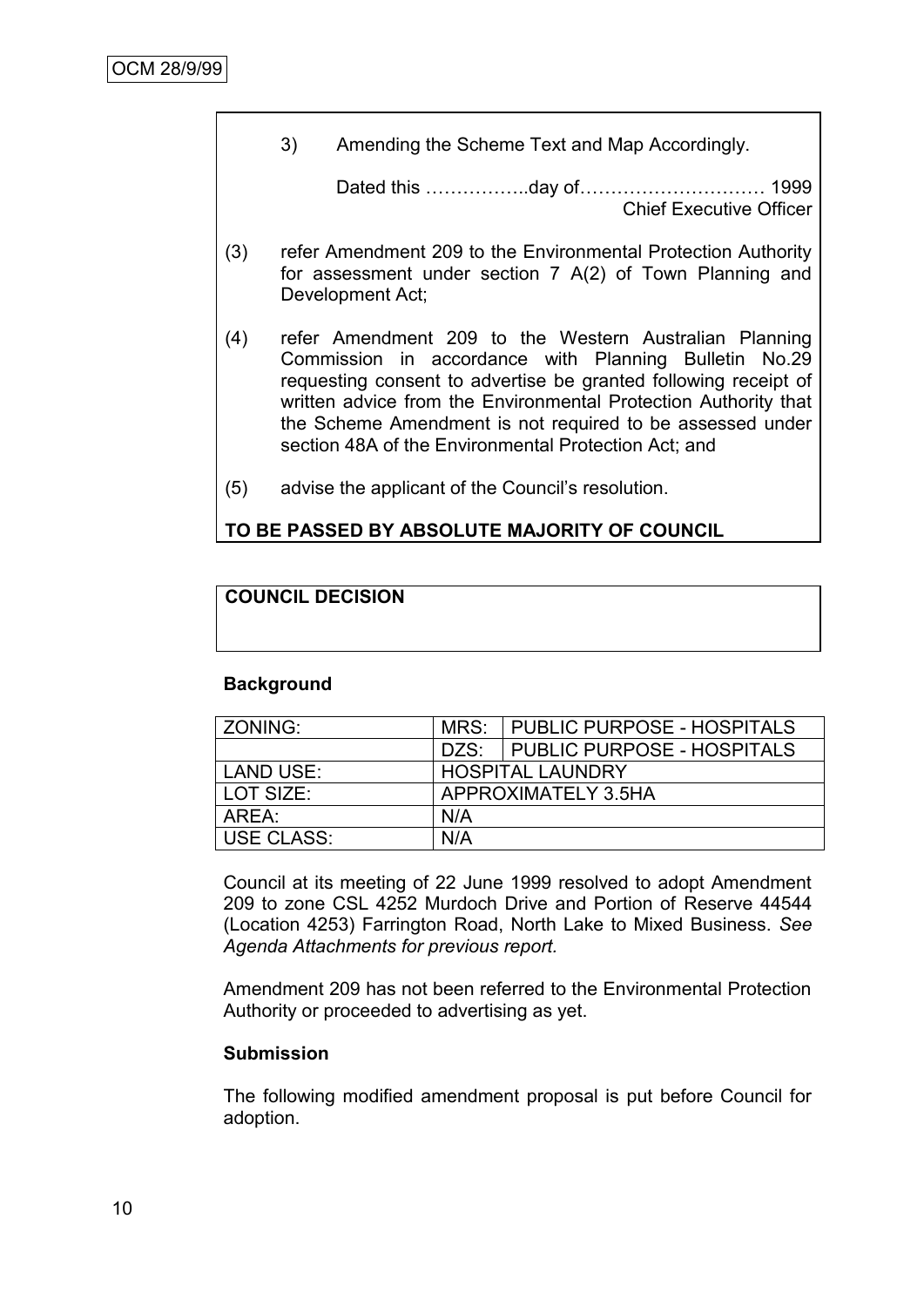3) Amending the Scheme Text and Map Accordingly.

Dated this ……………..day of………………………… 1999
Chief Executive Officer

(3) refer Amendment 209 to the Environmental Protection Authority for assessment under section 7 A(2) of Town Planning and Development Act;

(4) refer Amendment 209 to the Western Australian Planning Commission in accordance with Planning Bulletin No.29 requesting consent to advertise be granted following receipt of written advice from the Environmental Protection Authority that the Scheme Amendment is not required to be assessed under section 48A of the Environmental Protection Act; and

(5) advise the applicant of the Council's resolution.

**TO BE PASSED BY ABSOLUTE MAJORITY OF COUNCIL**

**COUNCIL DECISION**

**Background**

| ZONING: | MRS: | PUBLIC PURPOSE - HOSPITALS |
|---|---|---|
| | DZS: | PUBLIC PURPOSE - HOSPITALS |
| LAND USE: | HOSPITAL LAUNDRY | |
| LOT SIZE: | APPROXIMATELY 3.5HA | |
| AREA: | N/A | |
| USE CLASS: | N/A | |

Council at its meeting of 22 June 1999 resolved to adopt Amendment 209 to zone CSL 4252 Murdoch Drive and Portion of Reserve 44544 (Location 4253) Farrington Road, North Lake to Mixed Business. *See Agenda Attachments for previous report.*

Amendment 209 has not been referred to the Environmental Protection Authority or proceeded to advertising as yet.

**Submission**

The following modified amendment proposal is put before Council for adoption.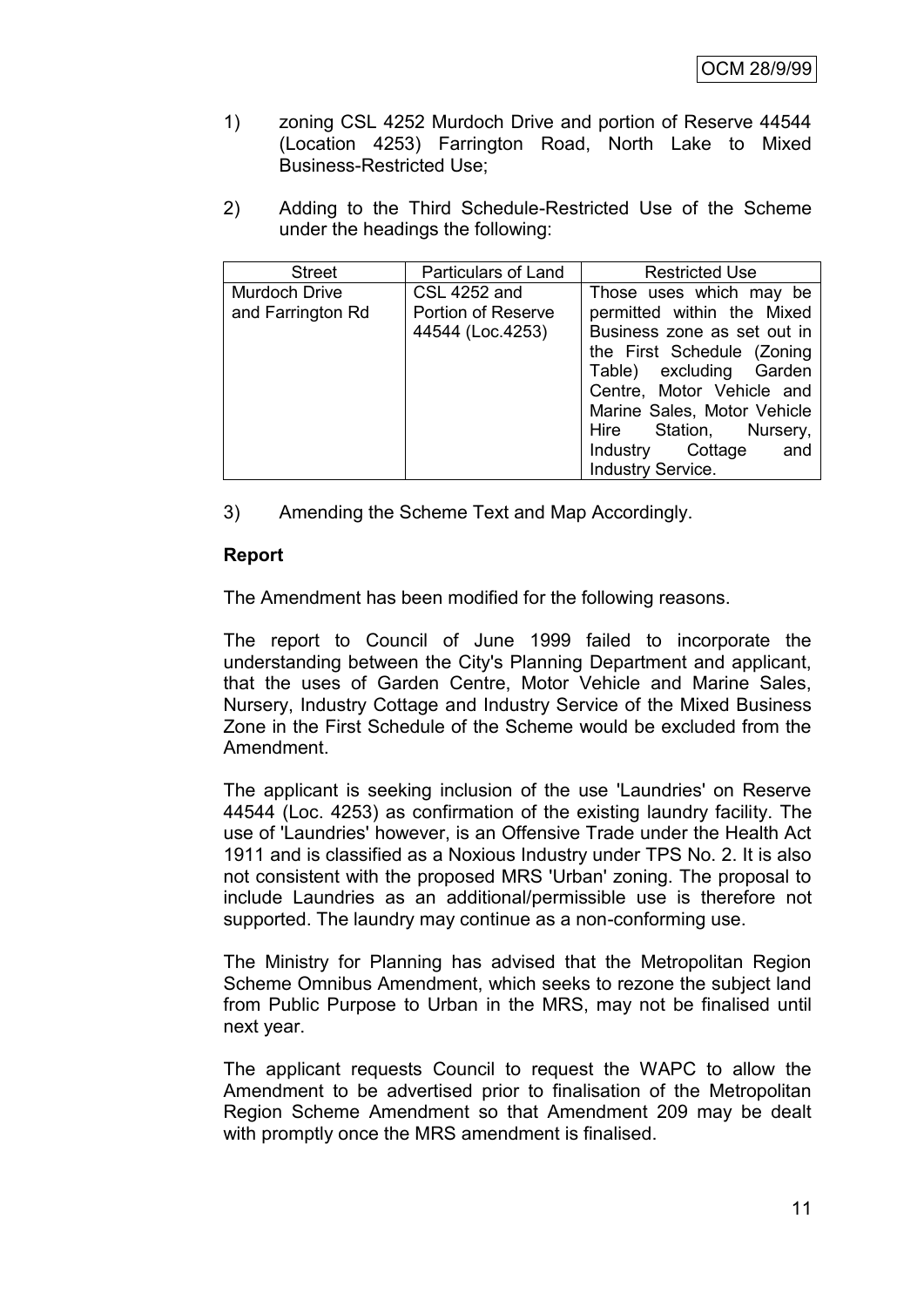1) zoning CSL 4252 Murdoch Drive and portion of Reserve 44544 (Location 4253) Farrington Road, North Lake to Mixed Business-Restricted Use;

2) Adding to the Third Schedule-Restricted Use of the Scheme under the headings the following:

| Street | Particulars of Land | Restricted Use |
|---|---|---|
| Murdoch Drive and Farrington Rd | CSL 4252 and Portion of Reserve 44544 (Loc.4253) | Those uses which may be permitted within the Mixed Business zone as set out in the First Schedule (Zoning Table) excluding Garden Centre, Motor Vehicle and Marine Sales, Motor Vehicle Hire Station, Nursery, Industry Cottage and Industry Service. |

3) Amending the Scheme Text and Map Accordingly.

**Report**

The Amendment has been modified for the following reasons.

The report to Council of June 1999 failed to incorporate the understanding between the City's Planning Department and applicant, that the uses of Garden Centre, Motor Vehicle and Marine Sales, Nursery, Industry Cottage and Industry Service of the Mixed Business Zone in the First Schedule of the Scheme would be excluded from the Amendment.

The applicant is seeking inclusion of the use 'Laundries' on Reserve 44544 (Loc. 4253) as confirmation of the existing laundry facility. The use of 'Laundries' however, is an Offensive Trade under the Health Act 1911 and is classified as a Noxious Industry under TPS No. 2. It is also not consistent with the proposed MRS 'Urban' zoning. The proposal to include Laundries as an additional/permissible use is therefore not supported. The laundry may continue as a non-conforming use.

The Ministry for Planning has advised that the Metropolitan Region Scheme Omnibus Amendment, which seeks to rezone the subject land from Public Purpose to Urban in the MRS, may not be finalised until next year.

The applicant requests Council to request the WAPC to allow the Amendment to be advertised prior to finalisation of the Metropolitan Region Scheme Amendment so that Amendment 209 may be dealt with promptly once the MRS amendment is finalised.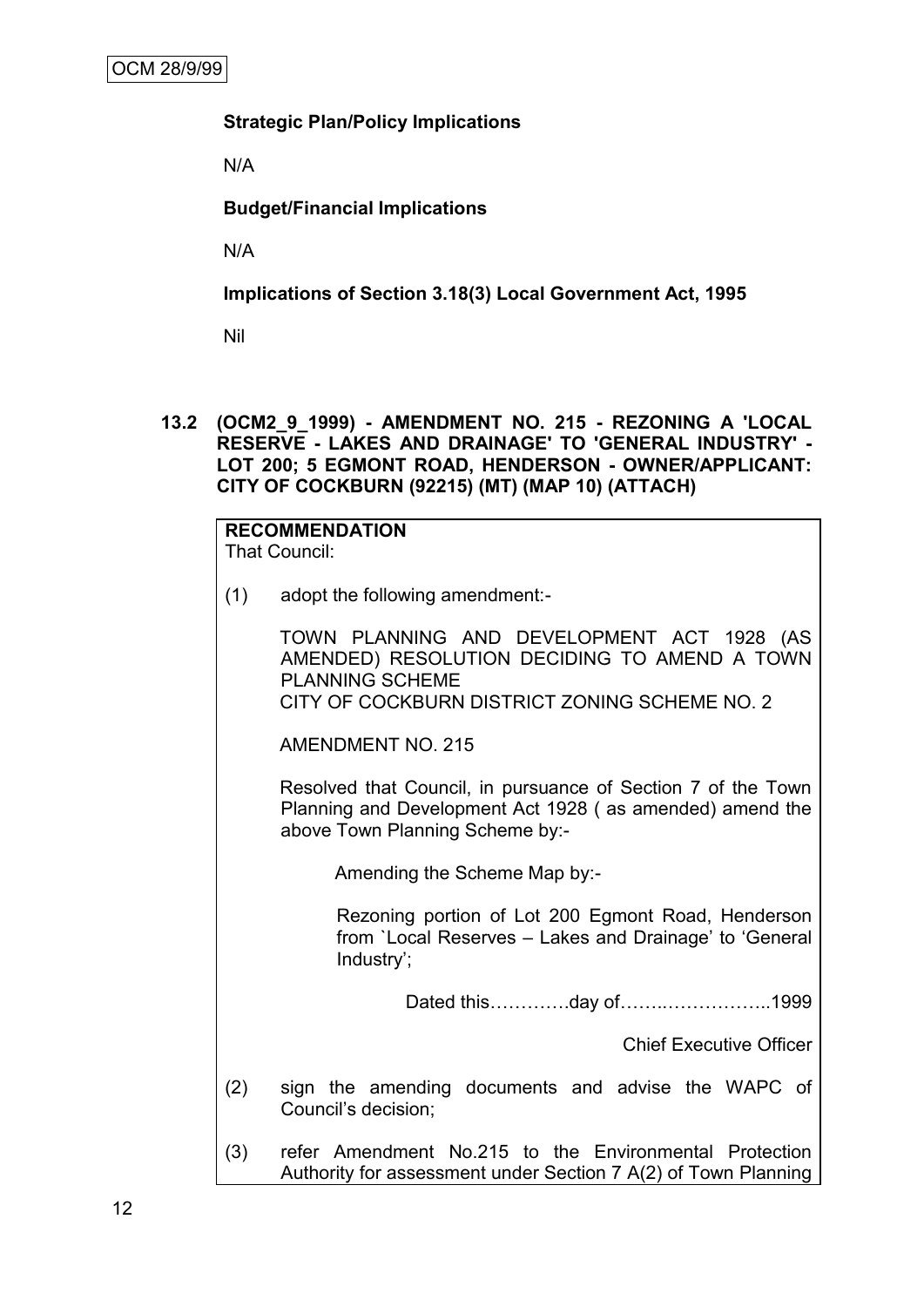**Strategic Plan/Policy Implications**

N/A

**Budget/Financial Implications**

N/A

**Implications of Section 3.18(3) Local Government Act, 1995**

Nil

### 13.2 (OCM2_9_1999) - AMENDMENT NO. 215 - REZONING A 'LOCAL RESERVE - LAKES AND DRAINAGE' TO 'GENERAL INDUSTRY' - LOT 200; 5 EGMONT ROAD, HENDERSON - OWNER/APPLICANT: CITY OF COCKBURN (92215) (MT) (MAP 10) (ATTACH)

**RECOMMENDATION**

That Council:

(1) adopt the following amendment:-

TOWN PLANNING AND DEVELOPMENT ACT 1928 (AS AMENDED) RESOLUTION DECIDING TO AMEND A TOWN PLANNING SCHEME
CITY OF COCKBURN DISTRICT ZONING SCHEME NO. 2

AMENDMENT NO. 215

Resolved that Council, in pursuance of Section 7 of the Town Planning and Development Act 1928 ( as amended) amend the above Town Planning Scheme by:-

Amending the Scheme Map by:-

Rezoning portion of Lot 200 Egmont Road, Henderson from `Local Reserves – Lakes and Drainage' to 'General Industry';

Dated this………….day of……..……………..1999

Chief Executive Officer

(2) sign the amending documents and advise the WAPC of Council's decision;

(3) refer Amendment No.215 to the Environmental Protection Authority for assessment under Section 7 A(2) of Town Planning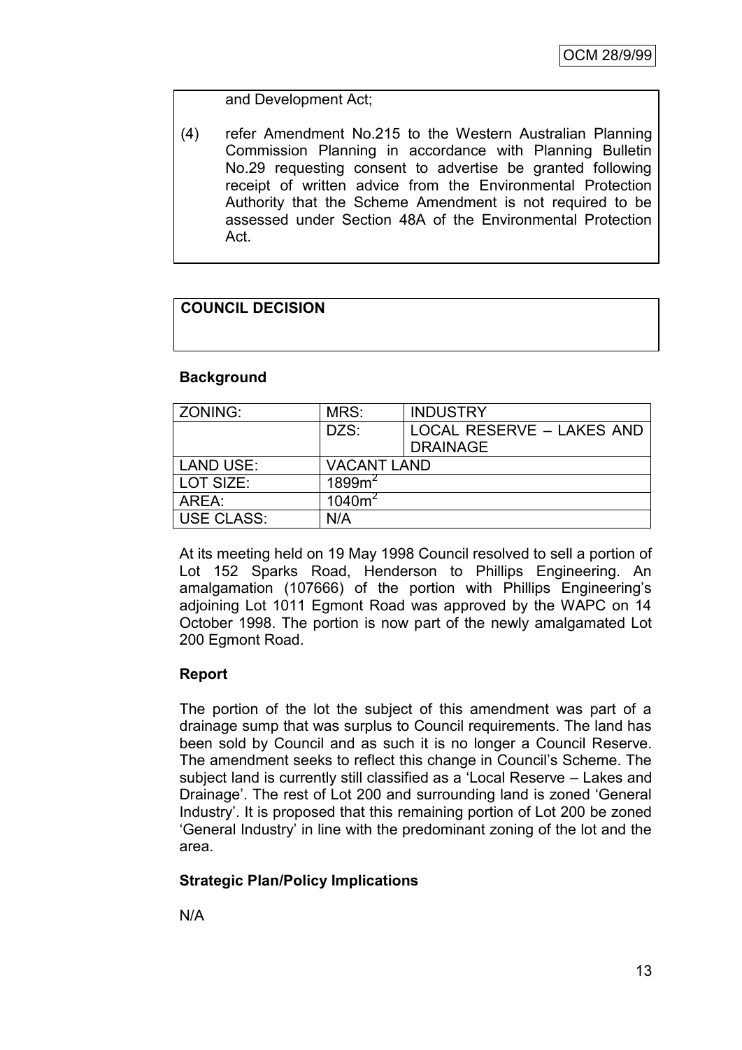and Development Act;

(4) refer Amendment No.215 to the Western Australian Planning Commission Planning in accordance with Planning Bulletin No.29 requesting consent to advertise be granted following receipt of written advice from the Environmental Protection Authority that the Scheme Amendment is not required to be assessed under Section 48A of the Environmental Protection Act.

**COUNCIL DECISION**

**Background**

| ZONING: | MRS: | INDUSTRY |
|---|---|---|
| | DZS: | LOCAL RESERVE – LAKES AND DRAINAGE |
| LAND USE: | VACANT LAND | |
| LOT SIZE: | $1899m^2$ | |
| AREA: | $1040m^2$ | |
| USE CLASS: | N/A | |

At its meeting held on 19 May 1998 Council resolved to sell a portion of Lot 152 Sparks Road, Henderson to Phillips Engineering. An amalgamation (107666) of the portion with Phillips Engineering's adjoining Lot 1011 Egmont Road was approved by the WAPC on 14 October 1998. The portion is now part of the newly amalgamated Lot 200 Egmont Road.

**Report**

The portion of the lot the subject of this amendment was part of a drainage sump that was surplus to Council requirements. The land has been sold by Council and as such it is no longer a Council Reserve. The amendment seeks to reflect this change in Council's Scheme. The subject land is currently still classified as a 'Local Reserve – Lakes and Drainage'. The rest of Lot 200 and surrounding land is zoned 'General Industry'. It is proposed that this remaining portion of Lot 200 be zoned 'General Industry' in line with the predominant zoning of the lot and the area.

**Strategic Plan/Policy Implications**

N/A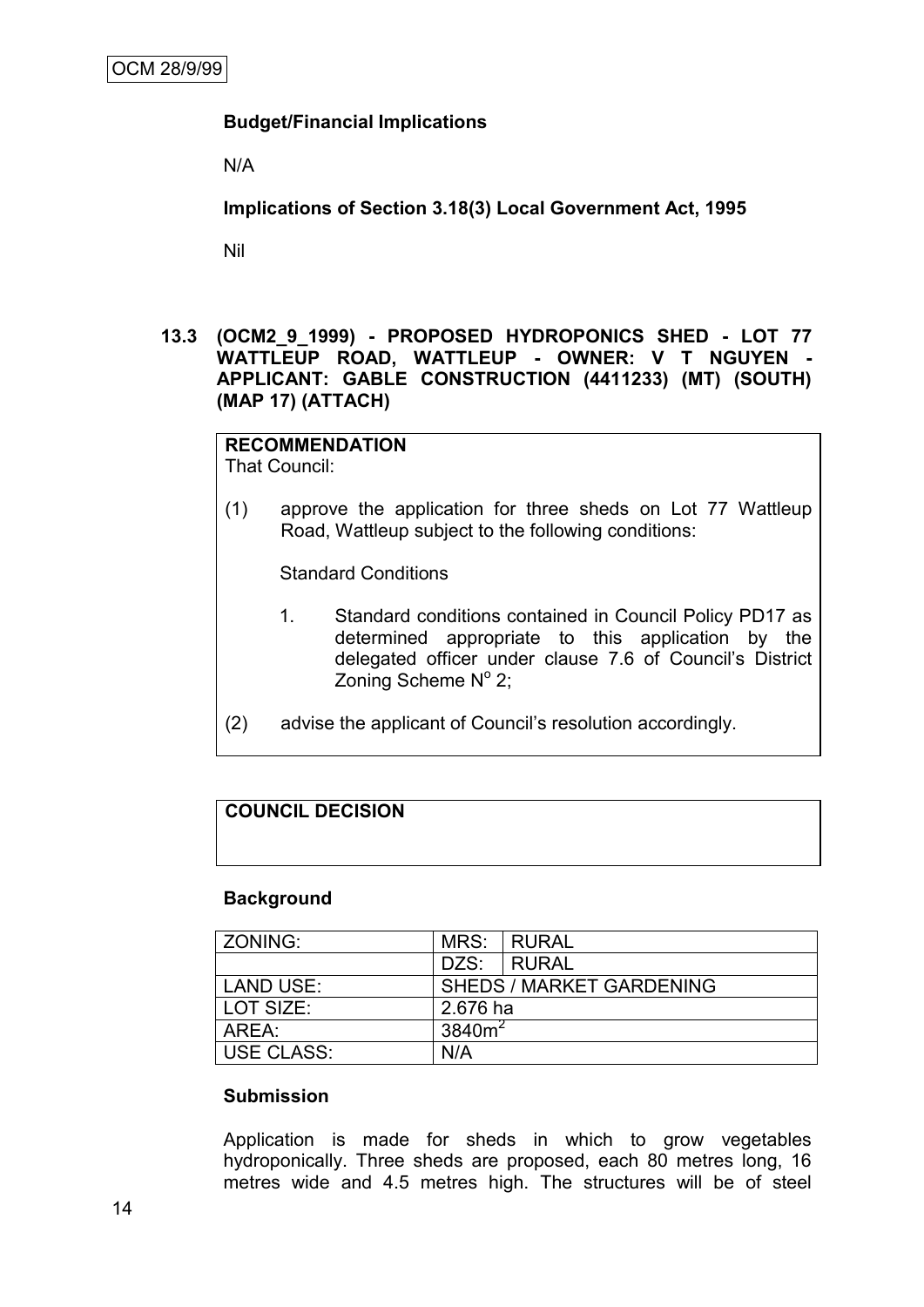**Budget/Financial Implications**

N/A

**Implications of Section 3.18(3) Local Government Act, 1995**

Nil

**13.3 (OCM2_9_1999) - PROPOSED HYDROPONICS SHED - LOT 77 WATTLEUP ROAD, WATTLEUP - OWNER: V T NGUYEN - APPLICANT: GABLE CONSTRUCTION (4411233) (MT) (SOUTH) (MAP 17) (ATTACH)**

**RECOMMENDATION**
That Council:

(1) approve the application for three sheds on Lot 77 Wattleup Road, Wattleup subject to the following conditions:

Standard Conditions

1. Standard conditions contained in Council Policy PD17 as determined appropriate to this application by the delegated officer under clause 7.6 of Council's District Zoning Scheme N^o^ 2;

(2) advise the applicant of Council's resolution accordingly.

**COUNCIL DECISION**

**Background**

| ZONING: | MRS: | RURAL |
|---|---|---|
| | DZS: | RURAL |
| LAND USE: | SHEDS / MARKET GARDENING | |
| LOT SIZE: | 2.676 ha | |
| AREA: | $3840m^2$ | |
| USE CLASS: | N/A | |

**Submission**

Application is made for sheds in which to grow vegetables hydroponically. Three sheds are proposed, each 80 metres long, 16 metres wide and 4.5 metres high. The structures will be of steel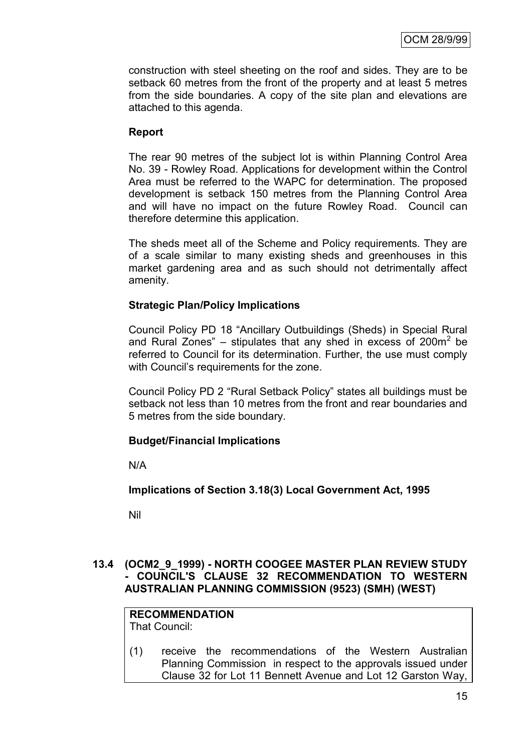construction with steel sheeting on the roof and sides. They are to be setback 60 metres from the front of the property and at least 5 metres from the side boundaries. A copy of the site plan and elevations are attached to this agenda.

**Report**

The rear 90 metres of the subject lot is within Planning Control Area No. 39 - Rowley Road. Applications for development within the Control Area must be referred to the WAPC for determination. The proposed development is setback 150 metres from the Planning Control Area and will have no impact on the future Rowley Road. Council can therefore determine this application.

The sheds meet all of the Scheme and Policy requirements. They are of a scale similar to many existing sheds and greenhouses in this market gardening area and as such should not detrimentally affect amenity.

**Strategic Plan/Policy Implications**

Council Policy PD 18 "Ancillary Outbuildings (Sheds) in Special Rural and Rural Zones" – stipulates that any shed in excess of $200m^2$ be referred to Council for its determination. Further, the use must comply with Council's requirements for the zone.

Council Policy PD 2 "Rural Setback Policy" states all buildings must be setback not less than 10 metres from the front and rear boundaries and 5 metres from the side boundary.

**Budget/Financial Implications**

N/A

**Implications of Section 3.18(3) Local Government Act, 1995**

Nil

### 13.4 (OCM2_9_1999) - NORTH COOGEE MASTER PLAN REVIEW STUDY - COUNCIL'S CLAUSE 32 RECOMMENDATION TO WESTERN AUSTRALIAN PLANNING COMMISSION (9523) (SMH) (WEST)

**RECOMMENDATION**
That Council:

(1) receive the recommendations of the Western Australian Planning Commission in respect to the approvals issued under Clause 32 for Lot 11 Bennett Avenue and Lot 12 Garston Way,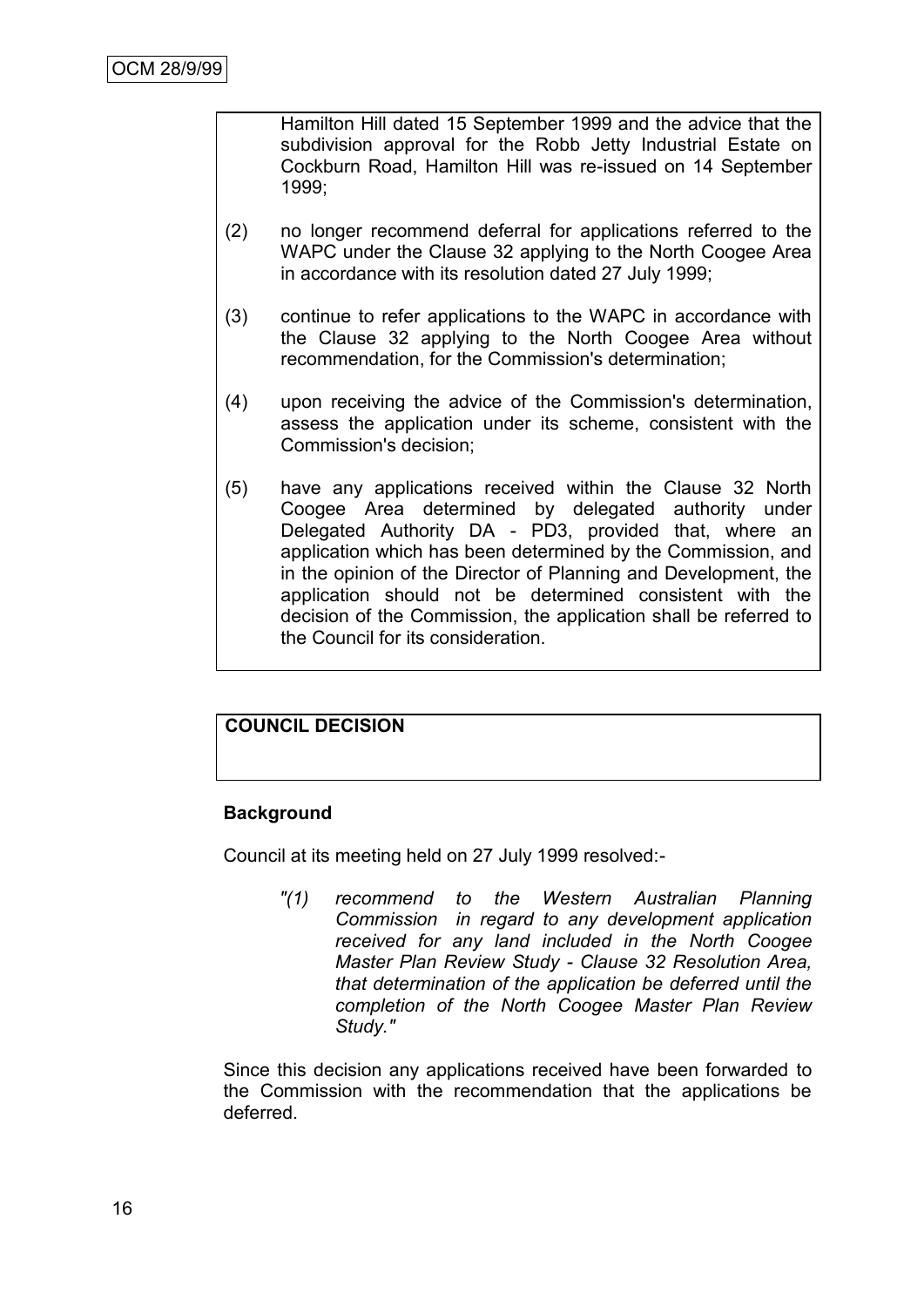Hamilton Hill dated 15 September 1999 and the advice that the subdivision approval for the Robb Jetty Industrial Estate on Cockburn Road, Hamilton Hill was re-issued on 14 September 1999;

(2) no longer recommend deferral for applications referred to the WAPC under the Clause 32 applying to the North Coogee Area in accordance with its resolution dated 27 July 1999;

(3) continue to refer applications to the WAPC in accordance with the Clause 32 applying to the North Coogee Area without recommendation, for the Commission's determination;

(4) upon receiving the advice of the Commission's determination, assess the application under its scheme, consistent with the Commission's decision;

(5) have any applications received within the Clause 32 North Coogee Area determined by delegated authority under Delegated Authority DA - PD3, provided that, where an application which has been determined by the Commission, and in the opinion of the Director of Planning and Development, the application should not be determined consistent with the decision of the Commission, the application shall be referred to the Council for its consideration.

**COUNCIL DECISION**

**Background**

Council at its meeting held on 27 July 1999 resolved:-

> *"(1) recommend to the Western Australian Planning Commission in regard to any development application received for any land included in the North Coogee Master Plan Review Study - Clause 32 Resolution Area, that determination of the application be deferred until the completion of the North Coogee Master Plan Review Study."*

Since this decision any applications received have been forwarded to the Commission with the recommendation that the applications be deferred.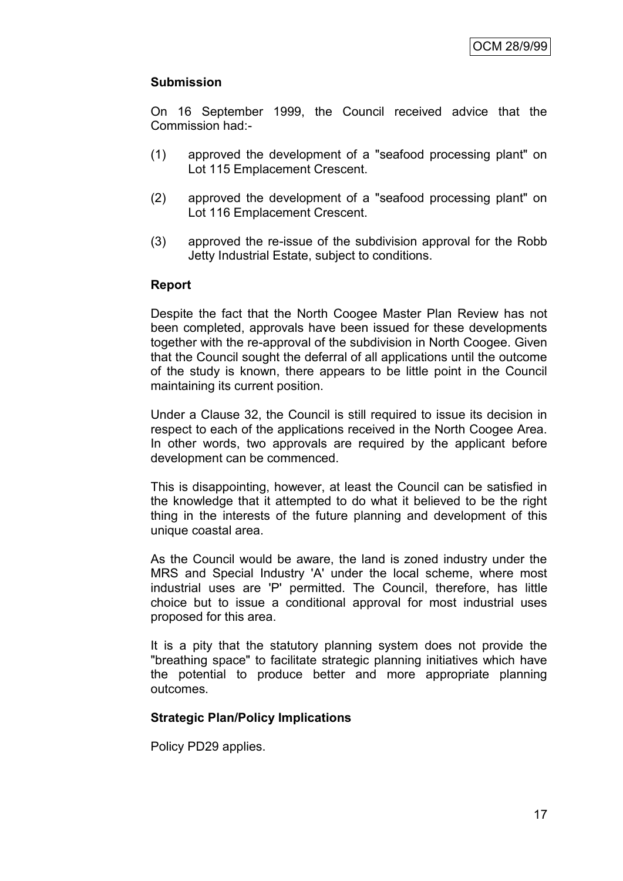**Submission**

On 16 September 1999, the Council received advice that the Commission had:-

(1) approved the development of a "seafood processing plant" on Lot 115 Emplacement Crescent.

(2) approved the development of a "seafood processing plant" on Lot 116 Emplacement Crescent.

(3) approved the re-issue of the subdivision approval for the Robb Jetty Industrial Estate, subject to conditions.

**Report**

Despite the fact that the North Coogee Master Plan Review has not been completed, approvals have been issued for these developments together with the re-approval of the subdivision in North Coogee. Given that the Council sought the deferral of all applications until the outcome of the study is known, there appears to be little point in the Council maintaining its current position.

Under a Clause 32, the Council is still required to issue its decision in respect to each of the applications received in the North Coogee Area. In other words, two approvals are required by the applicant before development can be commenced.

This is disappointing, however, at least the Council can be satisfied in the knowledge that it attempted to do what it believed to be the right thing in the interests of the future planning and development of this unique coastal area.

As the Council would be aware, the land is zoned industry under the MRS and Special Industry 'A' under the local scheme, where most industrial uses are 'P' permitted. The Council, therefore, has little choice but to issue a conditional approval for most industrial uses proposed for this area.

It is a pity that the statutory planning system does not provide the "breathing space" to facilitate strategic planning initiatives which have the potential to produce better and more appropriate planning outcomes.

**Strategic Plan/Policy Implications**

Policy PD29 applies.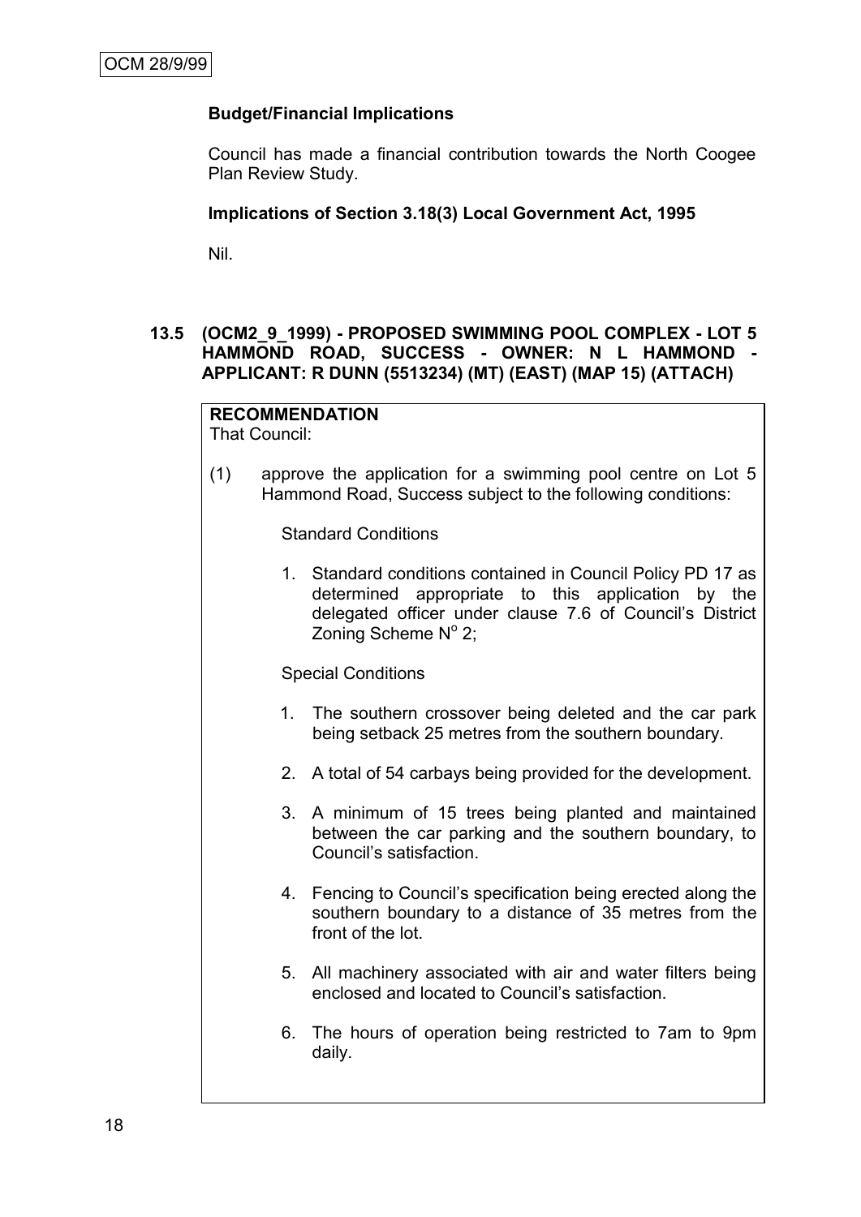**Budget/Financial Implications**

Council has made a financial contribution towards the North Coogee Plan Review Study.

**Implications of Section 3.18(3) Local Government Act, 1995**

Nil.

### 13.5 (OCM2_9_1999) - PROPOSED SWIMMING POOL COMPLEX - LOT 5 HAMMOND ROAD, SUCCESS - OWNER: N L HAMMOND - APPLICANT: R DUNN (5513234) (MT) (EAST) (MAP 15) (ATTACH)

**RECOMMENDATION**

That Council:

(1) approve the application for a swimming pool centre on Lot 5 Hammond Road, Success subject to the following conditions:

Standard Conditions

1. Standard conditions contained in Council Policy PD 17 as determined appropriate to this application by the delegated officer under clause 7.6 of Council's District Zoning Scheme N° 2;

Special Conditions

1. The southern crossover being deleted and the car park being setback 25 metres from the southern boundary.
2. A total of 54 carbays being provided for the development.
3. A minimum of 15 trees being planted and maintained between the car parking and the southern boundary, to Council's satisfaction.
4. Fencing to Council's specification being erected along the southern boundary to a distance of 35 metres from the front of the lot.
5. All machinery associated with air and water filters being enclosed and located to Council's satisfaction.
6. The hours of operation being restricted to 7am to 9pm daily.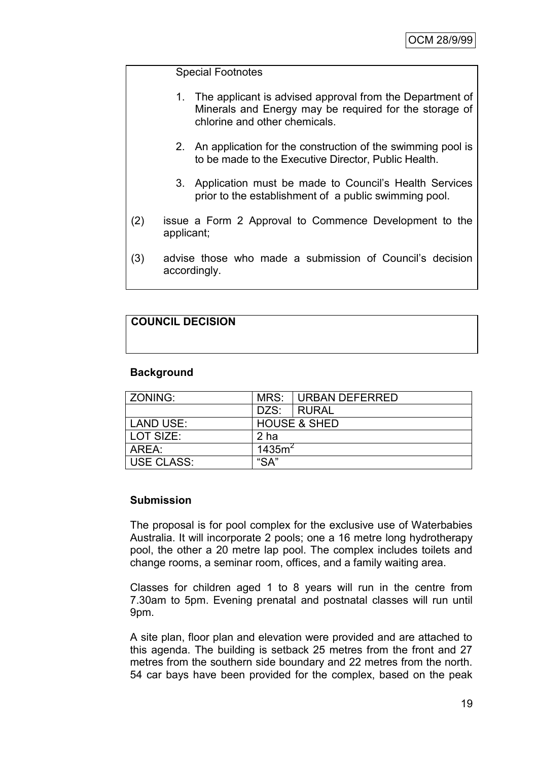Special Footnotes

1. The applicant is advised approval from the Department of Minerals and Energy may be required for the storage of chlorine and other chemicals.

2. An application for the construction of the swimming pool is to be made to the Executive Director, Public Health.

3. Application must be made to Council's Health Services prior to the establishment of a public swimming pool.

(2) issue a Form 2 Approval to Commence Development to the applicant;

(3) advise those who made a submission of Council's decision accordingly.

**COUNCIL DECISION**

**Background**

| ZONING: | MRS: | URBAN DEFERRED |
|---|---|---|
| | DZS: | RURAL |
| LAND USE: | HOUSE & SHED | |
| LOT SIZE: | 2 ha | |
| AREA: | $1435m^2$ | |
| USE CLASS: | "SA" | |

**Submission**

The proposal is for pool complex for the exclusive use of Waterbabies Australia. It will incorporate 2 pools; one a 16 metre long hydrotherapy pool, the other a 20 metre lap pool. The complex includes toilets and change rooms, a seminar room, offices, and a family waiting area.

Classes for children aged 1 to 8 years will run in the centre from 7.30am to 5pm. Evening prenatal and postnatal classes will run until 9pm.

A site plan, floor plan and elevation were provided and are attached to this agenda. The building is setback 25 metres from the front and 27 metres from the southern side boundary and 22 metres from the north. 54 car bays have been provided for the complex, based on the peak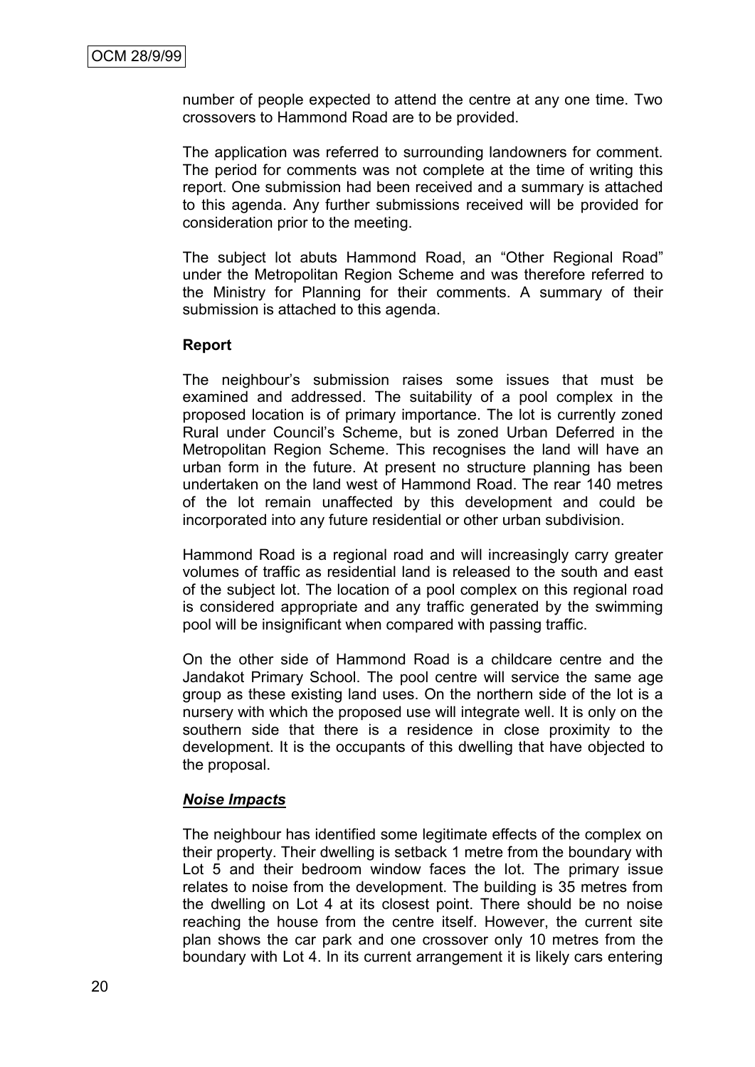number of people expected to attend the centre at any one time. Two crossovers to Hammond Road are to be provided.

The application was referred to surrounding landowners for comment. The period for comments was not complete at the time of writing this report. One submission had been received and a summary is attached to this agenda. Any further submissions received will be provided for consideration prior to the meeting.

The subject lot abuts Hammond Road, an "Other Regional Road" under the Metropolitan Region Scheme and was therefore referred to the Ministry for Planning for their comments. A summary of their submission is attached to this agenda.

**Report**

The neighbour's submission raises some issues that must be examined and addressed. The suitability of a pool complex in the proposed location is of primary importance. The lot is currently zoned Rural under Council's Scheme, but is zoned Urban Deferred in the Metropolitan Region Scheme. This recognises the land will have an urban form in the future. At present no structure planning has been undertaken on the land west of Hammond Road. The rear 140 metres of the lot remain unaffected by this development and could be incorporated into any future residential or other urban subdivision.

Hammond Road is a regional road and will increasingly carry greater volumes of traffic as residential land is released to the south and east of the subject lot. The location of a pool complex on this regional road is considered appropriate and any traffic generated by the swimming pool will be insignificant when compared with passing traffic.

On the other side of Hammond Road is a childcare centre and the Jandakot Primary School. The pool centre will service the same age group as these existing land uses. On the northern side of the lot is a nursery with which the proposed use will integrate well. It is only on the southern side that there is a residence in close proximity to the development. It is the occupants of this dwelling that have objected to the proposal.

***Noise Impacts***

The neighbour has identified some legitimate effects of the complex on their property. Their dwelling is setback 1 metre from the boundary with Lot 5 and their bedroom window faces the lot. The primary issue relates to noise from the development. The building is 35 metres from the dwelling on Lot 4 at its closest point. There should be no noise reaching the house from the centre itself. However, the current site plan shows the car park and one crossover only 10 metres from the boundary with Lot 4. In its current arrangement it is likely cars entering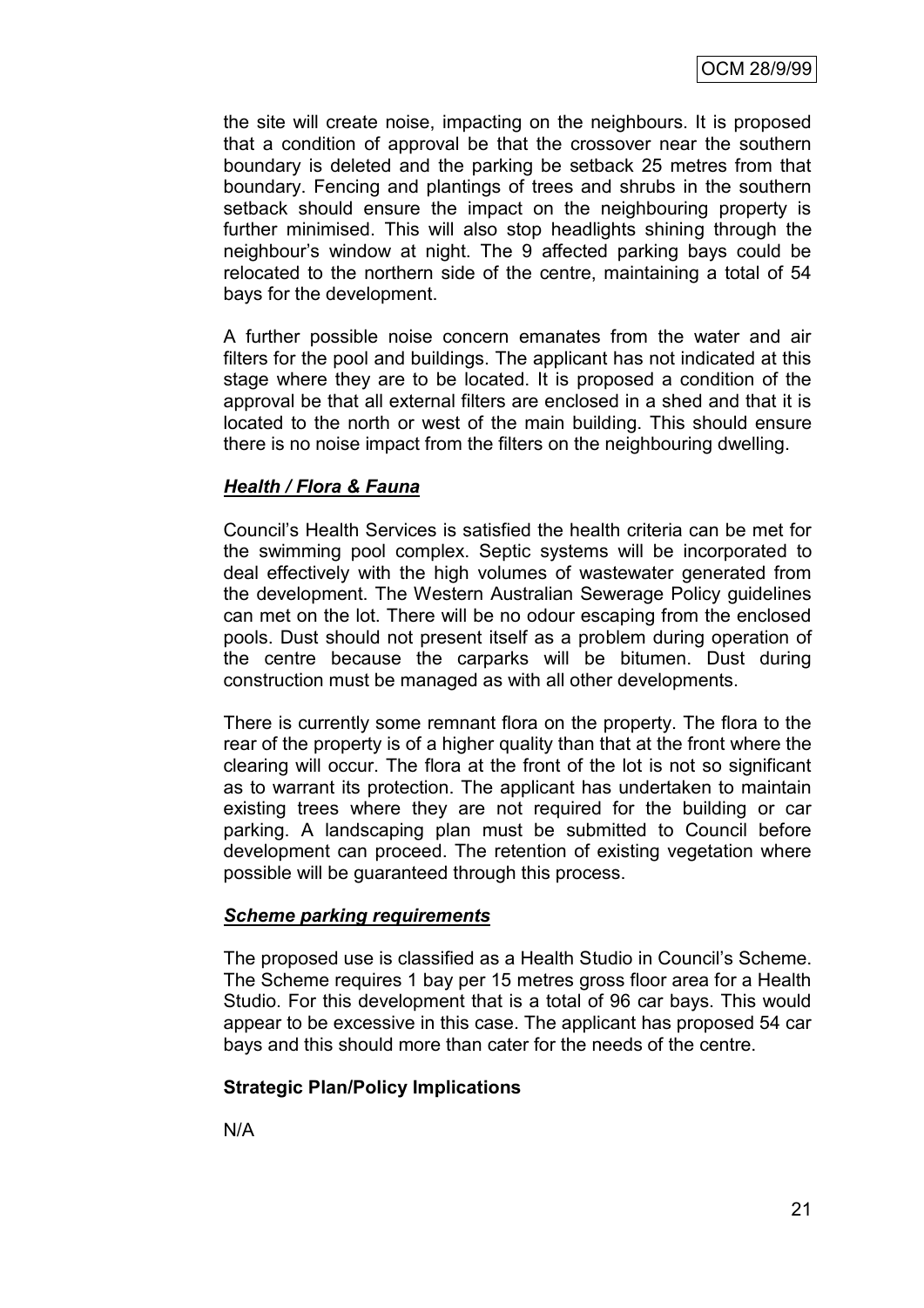the site will create noise, impacting on the neighbours. It is proposed that a condition of approval be that the crossover near the southern boundary is deleted and the parking be setback 25 metres from that boundary. Fencing and plantings of trees and shrubs in the southern setback should ensure the impact on the neighbouring property is further minimised. This will also stop headlights shining through the neighbour's window at night. The 9 affected parking bays could be relocated to the northern side of the centre, maintaining a total of 54 bays for the development.

A further possible noise concern emanates from the water and air filters for the pool and buildings. The applicant has not indicated at this stage where they are to be located. It is proposed a condition of the approval be that all external filters are enclosed in a shed and that it is located to the north or west of the main building. This should ensure there is no noise impact from the filters on the neighbouring dwelling.

***<u>Health / Flora & Fauna</u>***

Council's Health Services is satisfied the health criteria can be met for the swimming pool complex. Septic systems will be incorporated to deal effectively with the high volumes of wastewater generated from the development. The Western Australian Sewerage Policy guidelines can met on the lot. There will be no odour escaping from the enclosed pools. Dust should not present itself as a problem during operation of the centre because the carparks will be bitumen. Dust during construction must be managed as with all other developments.

There is currently some remnant flora on the property. The flora to the rear of the property is of a higher quality than that at the front where the clearing will occur. The flora at the front of the lot is not so significant as to warrant its protection. The applicant has undertaken to maintain existing trees where they are not required for the building or car parking. A landscaping plan must be submitted to Council before development can proceed. The retention of existing vegetation where possible will be guaranteed through this process.

***<u>Scheme parking requirements</u>***

The proposed use is classified as a Health Studio in Council's Scheme. The Scheme requires 1 bay per 15 metres gross floor area for a Health Studio. For this development that is a total of 96 car bays. This would appear to be excessive in this case. The applicant has proposed 54 car bays and this should more than cater for the needs of the centre.

**Strategic Plan/Policy Implications**

N/A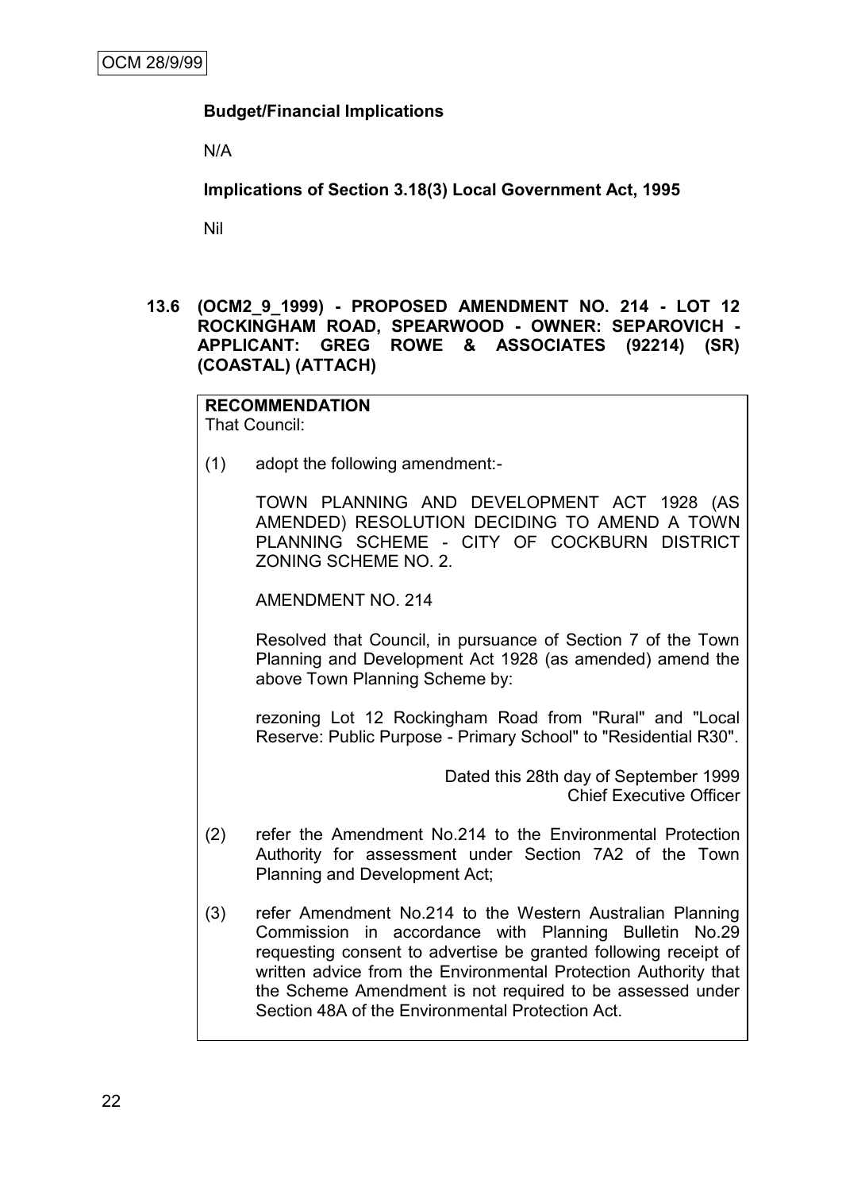**Budget/Financial Implications**

N/A

**Implications of Section 3.18(3) Local Government Act, 1995**

Nil

**13.6 (OCM2_9_1999) - PROPOSED AMENDMENT NO. 214 - LOT 12 ROCKINGHAM ROAD, SPEARWOOD - OWNER: SEPAROVICH - APPLICANT: GREG ROWE & ASSOCIATES (92214) (SR) (COASTAL) (ATTACH)**

**RECOMMENDATION**

That Council:

(1) adopt the following amendment:-

TOWN PLANNING AND DEVELOPMENT ACT 1928 (AS AMENDED) RESOLUTION DECIDING TO AMEND A TOWN PLANNING SCHEME - CITY OF COCKBURN DISTRICT ZONING SCHEME NO. 2.

AMENDMENT NO. 214

Resolved that Council, in pursuance of Section 7 of the Town Planning and Development Act 1928 (as amended) amend the above Town Planning Scheme by:

rezoning Lot 12 Rockingham Road from "Rural" and "Local Reserve: Public Purpose - Primary School" to "Residential R30".

Dated this 28th day of September 1999
Chief Executive Officer

(2) refer the Amendment No.214 to the Environmental Protection Authority for assessment under Section 7A2 of the Town Planning and Development Act;

(3) refer Amendment No.214 to the Western Australian Planning Commission in accordance with Planning Bulletin No.29 requesting consent to advertise be granted following receipt of written advice from the Environmental Protection Authority that the Scheme Amendment is not required to be assessed under Section 48A of the Environmental Protection Act.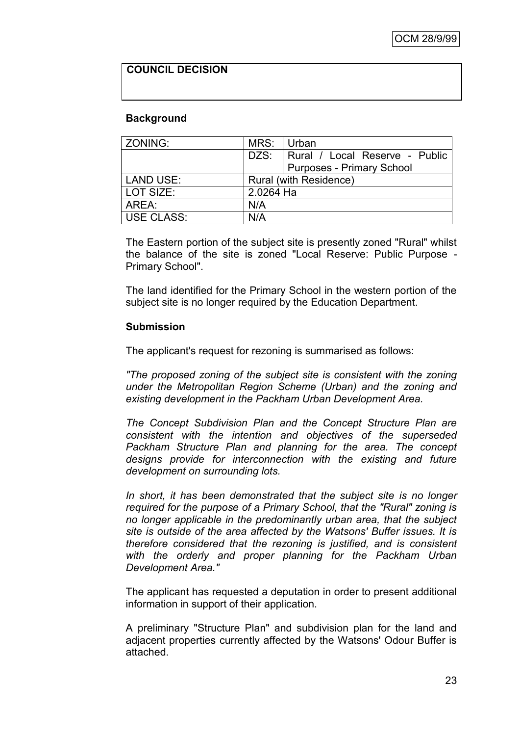**COUNCIL DECISION**

**Background**

| ZONING: | MRS: | Urban |
|---|---|---|
| | DZS: | Rural / Local Reserve - Public Purposes - Primary School |
| LAND USE: | Rural (with Residence) | |
| LOT SIZE: | 2.0264 Ha | |
| AREA: | N/A | |
| USE CLASS: | N/A | |

The Eastern portion of the subject site is presently zoned "Rural" whilst the balance of the site is zoned "Local Reserve: Public Purpose - Primary School".

The land identified for the Primary School in the western portion of the subject site is no longer required by the Education Department.

**Submission**

The applicant's request for rezoning is summarised as follows:

*"The proposed zoning of the subject site is consistent with the zoning under the Metropolitan Region Scheme (Urban) and the zoning and existing development in the Packham Urban Development Area.*

*The Concept Subdivision Plan and the Concept Structure Plan are consistent with the intention and objectives of the superseded Packham Structure Plan and planning for the area. The concept designs provide for interconnection with the existing and future development on surrounding lots.*

*In short, it has been demonstrated that the subject site is no longer required for the purpose of a Primary School, that the "Rural" zoning is no longer applicable in the predominantly urban area, that the subject site is outside of the area affected by the Watsons' Buffer issues. It is therefore considered that the rezoning is justified, and is consistent with the orderly and proper planning for the Packham Urban Development Area."*

The applicant has requested a deputation in order to present additional information in support of their application.

A preliminary "Structure Plan" and subdivision plan for the land and adjacent properties currently affected by the Watsons' Odour Buffer is attached.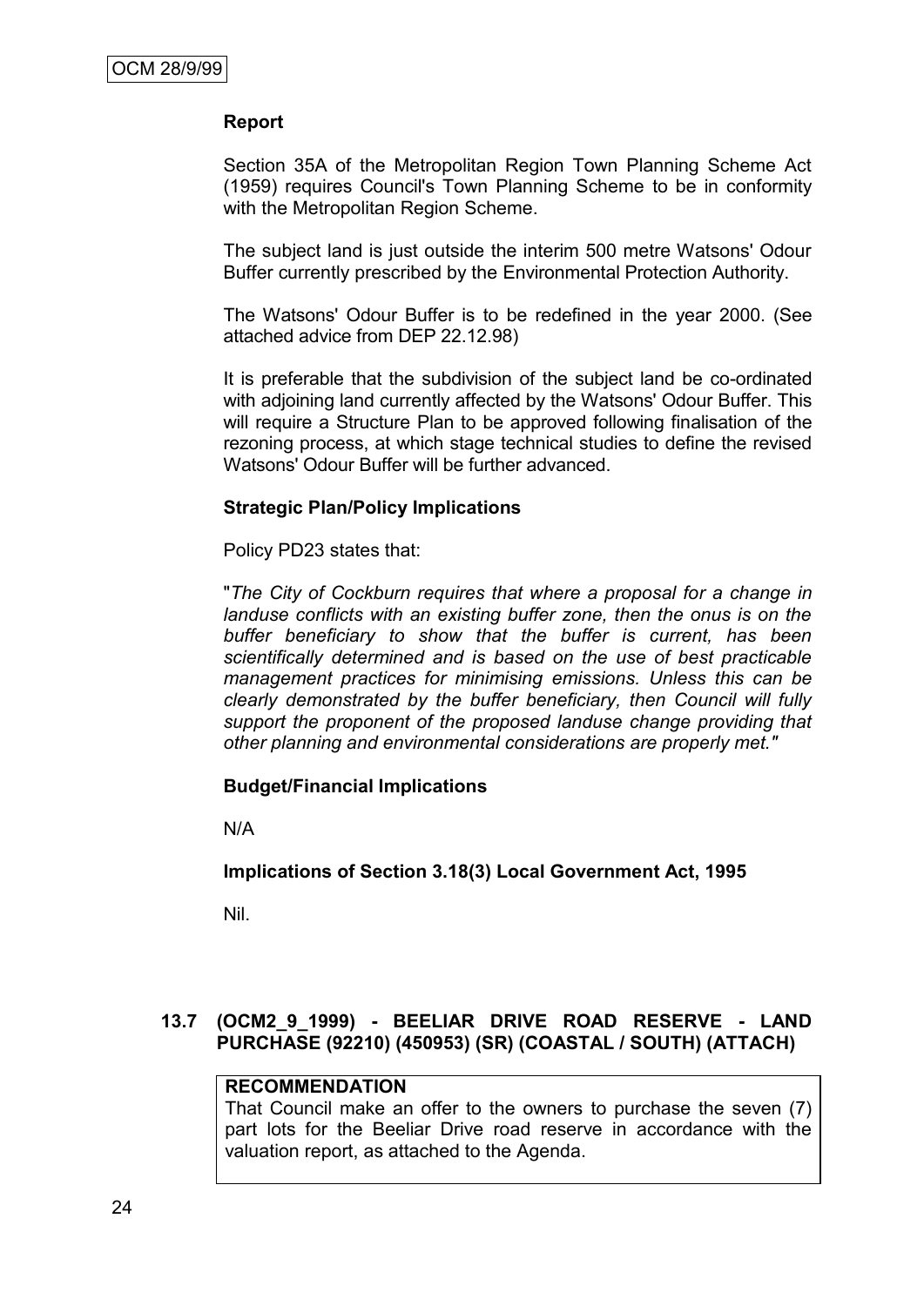**Report**

Section 35A of the Metropolitan Region Town Planning Scheme Act (1959) requires Council's Town Planning Scheme to be in conformity with the Metropolitan Region Scheme.

The subject land is just outside the interim 500 metre Watsons' Odour Buffer currently prescribed by the Environmental Protection Authority.

The Watsons' Odour Buffer is to be redefined in the year 2000. (See attached advice from DEP 22.12.98)

It is preferable that the subdivision of the subject land be co-ordinated with adjoining land currently affected by the Watsons' Odour Buffer. This will require a Structure Plan to be approved following finalisation of the rezoning process, at which stage technical studies to define the revised Watsons' Odour Buffer will be further advanced.

**Strategic Plan/Policy Implications**

Policy PD23 states that:

"*The City of Cockburn requires that where a proposal for a change in landuse conflicts with an existing buffer zone, then the onus is on the buffer beneficiary to show that the buffer is current, has been scientifically determined and is based on the use of best practicable management practices for minimising emissions. Unless this can be clearly demonstrated by the buffer beneficiary, then Council will fully support the proponent of the proposed landuse change providing that other planning and environmental considerations are properly met."*

**Budget/Financial Implications**

N/A

**Implications of Section 3.18(3) Local Government Act, 1995**

Nil.

## 13.7 (OCM2_9_1999) - BEELIAR DRIVE ROAD RESERVE - LAND PURCHASE (92210) (450953) (SR) (COASTAL / SOUTH) (ATTACH)

**RECOMMENDATION**

That Council make an offer to the owners to purchase the seven (7) part lots for the Beeliar Drive road reserve in accordance with the valuation report, as attached to the Agenda.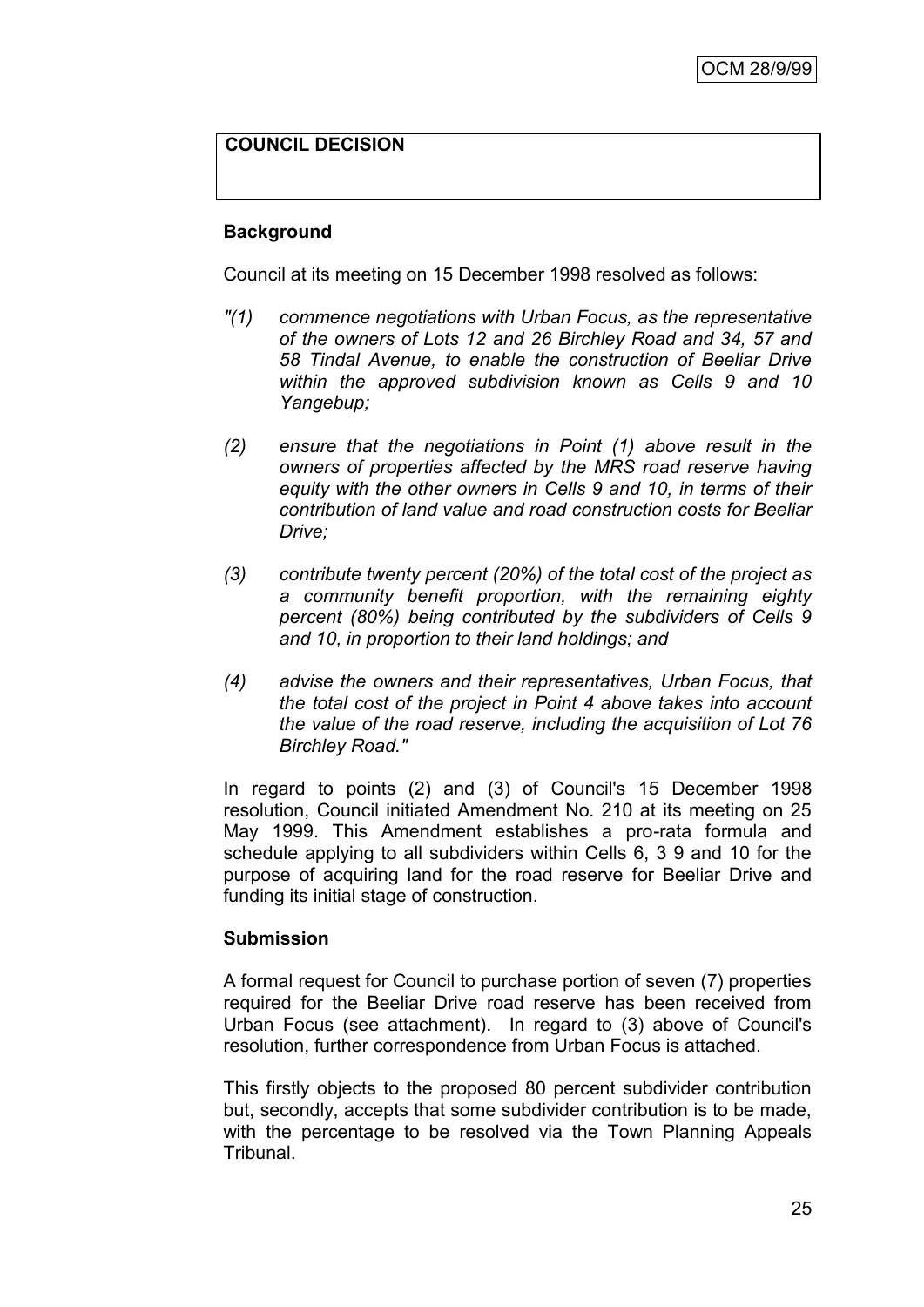**COUNCIL DECISION**

**Background**

Council at its meeting on 15 December 1998 resolved as follows:

*"(1) commence negotiations with Urban Focus, as the representative of the owners of Lots 12 and 26 Birchley Road and 34, 57 and 58 Tindal Avenue, to enable the construction of Beeliar Drive within the approved subdivision known as Cells 9 and 10 Yangebup;*

*(2) ensure that the negotiations in Point (1) above result in the owners of properties affected by the MRS road reserve having equity with the other owners in Cells 9 and 10, in terms of their contribution of land value and road construction costs for Beeliar Drive;*

*(3) contribute twenty percent (20%) of the total cost of the project as a community benefit proportion, with the remaining eighty percent (80%) being contributed by the subdividers of Cells 9 and 10, in proportion to their land holdings; and*

*(4) advise the owners and their representatives, Urban Focus, that the total cost of the project in Point 4 above takes into account the value of the road reserve, including the acquisition of Lot 76 Birchley Road."*

In regard to points (2) and (3) of Council's 15 December 1998 resolution, Council initiated Amendment No. 210 at its meeting on 25 May 1999. This Amendment establishes a pro-rata formula and schedule applying to all subdividers within Cells 6, 3 9 and 10 for the purpose of acquiring land for the road reserve for Beeliar Drive and funding its initial stage of construction.

**Submission**

A formal request for Council to purchase portion of seven (7) properties required for the Beeliar Drive road reserve has been received from Urban Focus (see attachment). In regard to (3) above of Council's resolution, further correspondence from Urban Focus is attached.

This firstly objects to the proposed 80 percent subdivider contribution but, secondly, accepts that some subdivider contribution is to be made, with the percentage to be resolved via the Town Planning Appeals Tribunal.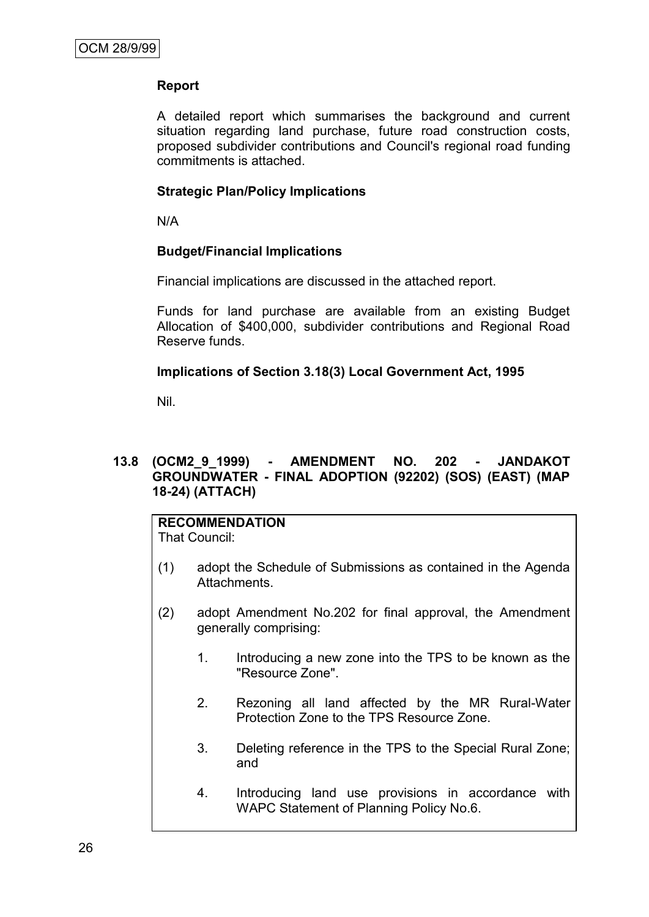**Report**

A detailed report which summarises the background and current situation regarding land purchase, future road construction costs, proposed subdivider contributions and Council's regional road funding commitments is attached.

**Strategic Plan/Policy Implications**

N/A

**Budget/Financial Implications**

Financial implications are discussed in the attached report.

Funds for land purchase are available from an existing Budget Allocation of $400,000, subdivider contributions and Regional Road Reserve funds.

**Implications of Section 3.18(3) Local Government Act, 1995**

Nil.

### 13.8 (OCM2_9_1999) - AMENDMENT NO. 202 - JANDAKOT GROUNDWATER - FINAL ADOPTION (92202) (SOS) (EAST) (MAP 18-24) (ATTACH)

**RECOMMENDATION**
That Council:

(1) adopt the Schedule of Submissions as contained in the Agenda Attachments.

(2) adopt Amendment No.202 for final approval, the Amendment generally comprising:

1. Introducing a new zone into the TPS to be known as the "Resource Zone".

2. Rezoning all land affected by the MR Rural-Water Protection Zone to the TPS Resource Zone.

3. Deleting reference in the TPS to the Special Rural Zone; and

4. Introducing land use provisions in accordance with WAPC Statement of Planning Policy No.6.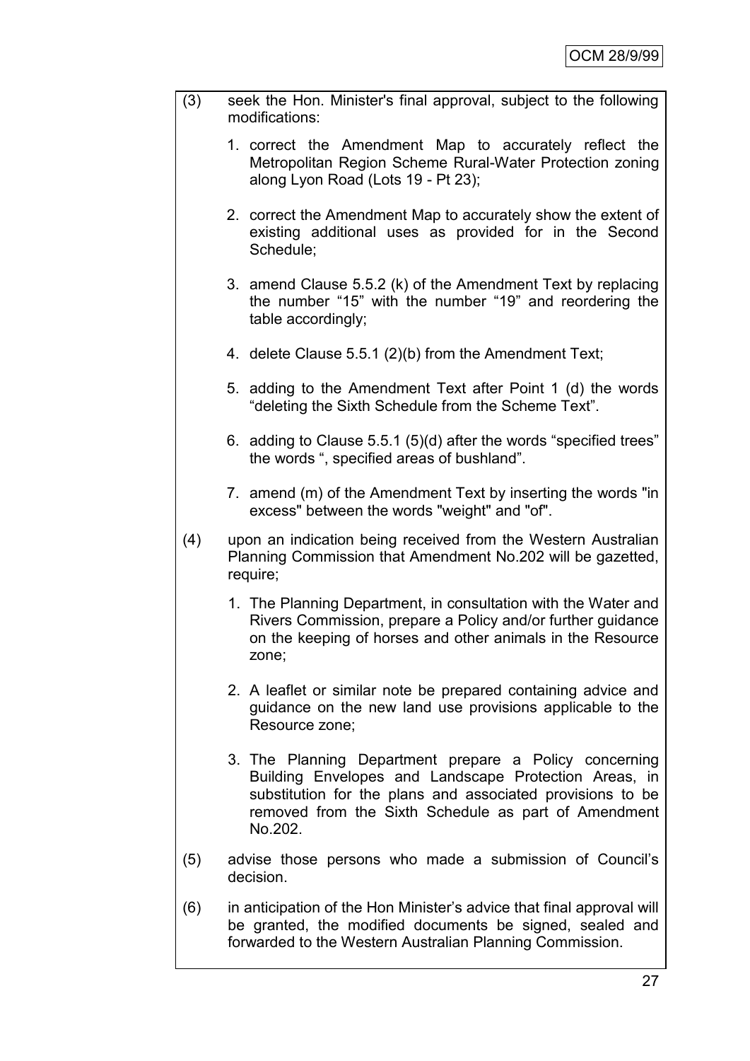(3) seek the Hon. Minister's final approval, subject to the following modifications:

1. correct the Amendment Map to accurately reflect the Metropolitan Region Scheme Rural-Water Protection zoning along Lyon Road (Lots 19 - Pt 23);

2. correct the Amendment Map to accurately show the extent of existing additional uses as provided for in the Second Schedule;

3. amend Clause 5.5.2 (k) of the Amendment Text by replacing the number “15” with the number “19” and reordering the table accordingly;

4. delete Clause 5.5.1 (2)(b) from the Amendment Text;

5. adding to the Amendment Text after Point 1 (d) the words “deleting the Sixth Schedule from the Scheme Text”.

6. adding to Clause 5.5.1 (5)(d) after the words “specified trees” the words “, specified areas of bushland”.

7. amend (m) of the Amendment Text by inserting the words "in excess" between the words "weight" and "of".

(4) upon an indication being received from the Western Australian Planning Commission that Amendment No.202 will be gazetted, require;

1. The Planning Department, in consultation with the Water and Rivers Commission, prepare a Policy and/or further guidance on the keeping of horses and other animals in the Resource zone;

2. A leaflet or similar note be prepared containing advice and guidance on the new land use provisions applicable to the Resource zone;

3. The Planning Department prepare a Policy concerning Building Envelopes and Landscape Protection Areas, in substitution for the plans and associated provisions to be removed from the Sixth Schedule as part of Amendment No.202.

(5) advise those persons who made a submission of Council’s decision.

(6) in anticipation of the Hon Minister’s advice that final approval will be granted, the modified documents be signed, sealed and forwarded to the Western Australian Planning Commission.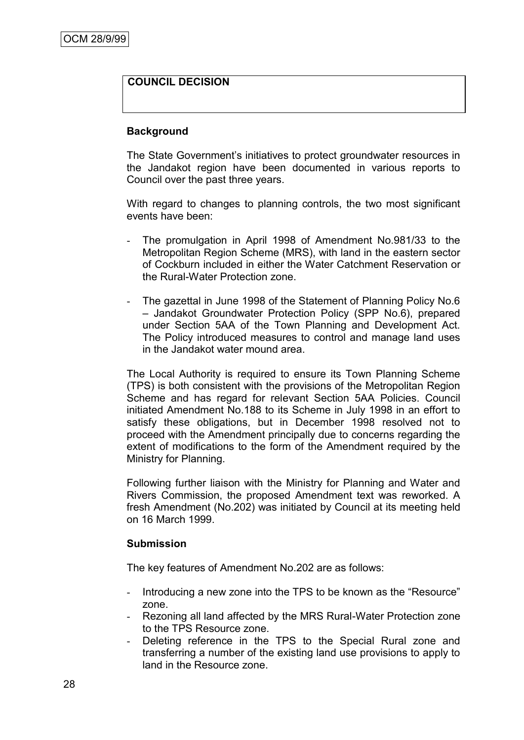**COUNCIL DECISION**

**Background**

The State Government's initiatives to protect groundwater resources in the Jandakot region have been documented in various reports to Council over the past three years.

With regard to changes to planning controls, the two most significant events have been:

- The promulgation in April 1998 of Amendment No.981/33 to the Metropolitan Region Scheme (MRS), with land in the eastern sector of Cockburn included in either the Water Catchment Reservation or the Rural-Water Protection zone.
- The gazettal in June 1998 of the Statement of Planning Policy No.6 – Jandakot Groundwater Protection Policy (SPP No.6), prepared under Section 5AA of the Town Planning and Development Act. The Policy introduced measures to control and manage land uses in the Jandakot water mound area.

The Local Authority is required to ensure its Town Planning Scheme (TPS) is both consistent with the provisions of the Metropolitan Region Scheme and has regard for relevant Section 5AA Policies. Council initiated Amendment No.188 to its Scheme in July 1998 in an effort to satisfy these obligations, but in December 1998 resolved not to proceed with the Amendment principally due to concerns regarding the extent of modifications to the form of the Amendment required by the Ministry for Planning.

Following further liaison with the Ministry for Planning and Water and Rivers Commission, the proposed Amendment text was reworked. A fresh Amendment (No.202) was initiated by Council at its meeting held on 16 March 1999.

**Submission**

The key features of Amendment No.202 are as follows:

- Introducing a new zone into the TPS to be known as the "Resource" zone.
- Rezoning all land affected by the MRS Rural-Water Protection zone to the TPS Resource zone.
- Deleting reference in the TPS to the Special Rural zone and transferring a number of the existing land use provisions to apply to land in the Resource zone.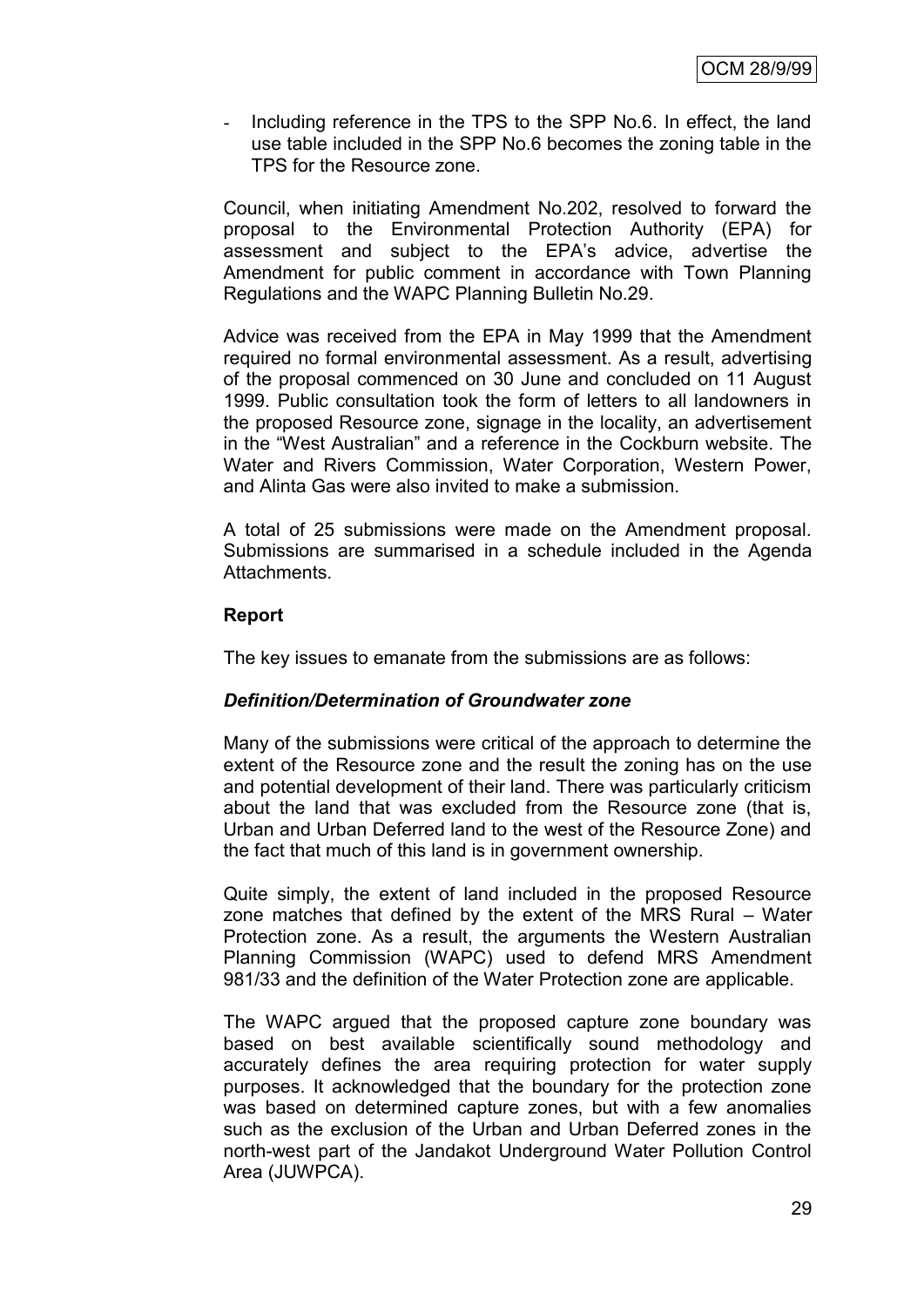- Including reference in the TPS to the SPP No.6. In effect, the land use table included in the SPP No.6 becomes the zoning table in the TPS for the Resource zone.

Council, when initiating Amendment No.202, resolved to forward the proposal to the Environmental Protection Authority (EPA) for assessment and subject to the EPA's advice, advertise the Amendment for public comment in accordance with Town Planning Regulations and the WAPC Planning Bulletin No.29.

Advice was received from the EPA in May 1999 that the Amendment required no formal environmental assessment. As a result, advertising of the proposal commenced on 30 June and concluded on 11 August 1999. Public consultation took the form of letters to all landowners in the proposed Resource zone, signage in the locality, an advertisement in the "West Australian" and a reference in the Cockburn website. The Water and Rivers Commission, Water Corporation, Western Power, and Alinta Gas were also invited to make a submission.

A total of 25 submissions were made on the Amendment proposal. Submissions are summarised in a schedule included in the Agenda Attachments.

**Report**

The key issues to emanate from the submissions are as follows:

***Definition/Determination of Groundwater zone***

Many of the submissions were critical of the approach to determine the extent of the Resource zone and the result the zoning has on the use and potential development of their land. There was particularly criticism about the land that was excluded from the Resource zone (that is, Urban and Urban Deferred land to the west of the Resource Zone) and the fact that much of this land is in government ownership.

Quite simply, the extent of land included in the proposed Resource zone matches that defined by the extent of the MRS Rural – Water Protection zone. As a result, the arguments the Western Australian Planning Commission (WAPC) used to defend MRS Amendment 981/33 and the definition of the Water Protection zone are applicable.

The WAPC argued that the proposed capture zone boundary was based on best available scientifically sound methodology and accurately defines the area requiring protection for water supply purposes. It acknowledged that the boundary for the protection zone was based on determined capture zones, but with a few anomalies such as the exclusion of the Urban and Urban Deferred zones in the north-west part of the Jandakot Underground Water Pollution Control Area (JUWPCA).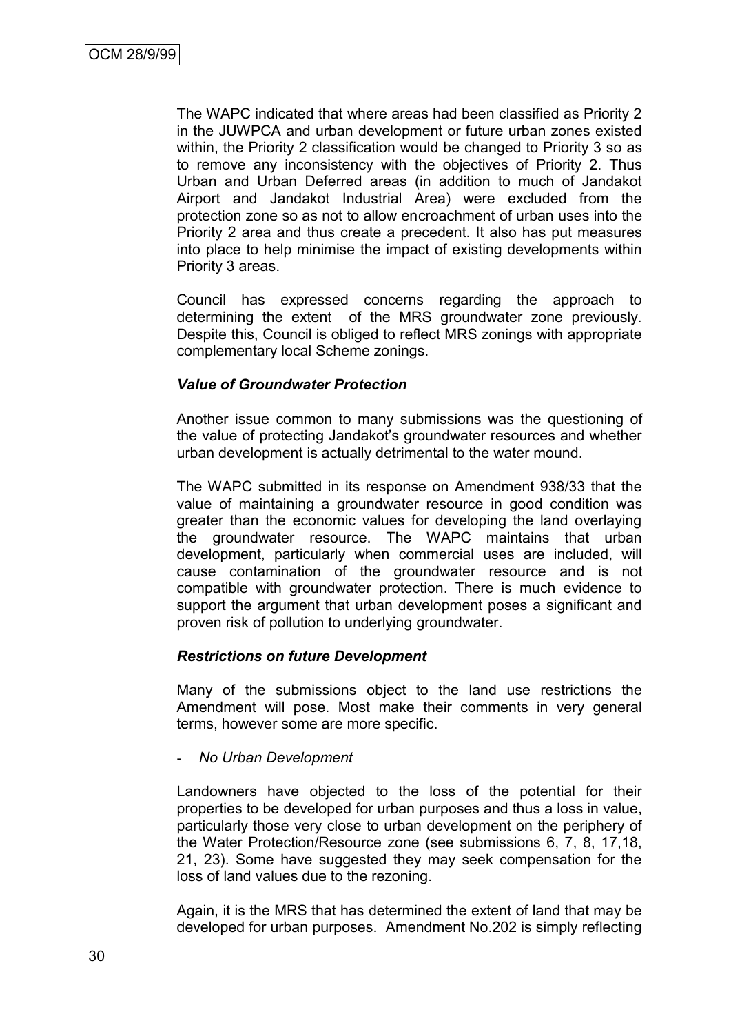The WAPC indicated that where areas had been classified as Priority 2 in the JUWPCA and urban development or future urban zones existed within, the Priority 2 classification would be changed to Priority 3 so as to remove any inconsistency with the objectives of Priority 2. Thus Urban and Urban Deferred areas (in addition to much of Jandakot Airport and Jandakot Industrial Area) were excluded from the protection zone so as not to allow encroachment of urban uses into the Priority 2 area and thus create a precedent. It also has put measures into place to help minimise the impact of existing developments within Priority 3 areas.

Council has expressed concerns regarding the approach to determining the extent of the MRS groundwater zone previously. Despite this, Council is obliged to reflect MRS zonings with appropriate complementary local Scheme zonings.

***Value of Groundwater Protection***

Another issue common to many submissions was the questioning of the value of protecting Jandakot's groundwater resources and whether urban development is actually detrimental to the water mound.

The WAPC submitted in its response on Amendment 938/33 that the value of maintaining a groundwater resource in good condition was greater than the economic values for developing the land overlaying the groundwater resource. The WAPC maintains that urban development, particularly when commercial uses are included, will cause contamination of the groundwater resource and is not compatible with groundwater protection. There is much evidence to support the argument that urban development poses a significant and proven risk of pollution to underlying groundwater.

***Restrictions on future Development***

Many of the submissions object to the land use restrictions the Amendment will pose. Most make their comments in very general terms, however some are more specific.

- *No Urban Development*

Landowners have objected to the loss of the potential for their properties to be developed for urban purposes and thus a loss in value, particularly those very close to urban development on the periphery of the Water Protection/Resource zone (see submissions 6, 7, 8, 17,18, 21, 23). Some have suggested they may seek compensation for the loss of land values due to the rezoning.

Again, it is the MRS that has determined the extent of land that may be developed for urban purposes. Amendment No.202 is simply reflecting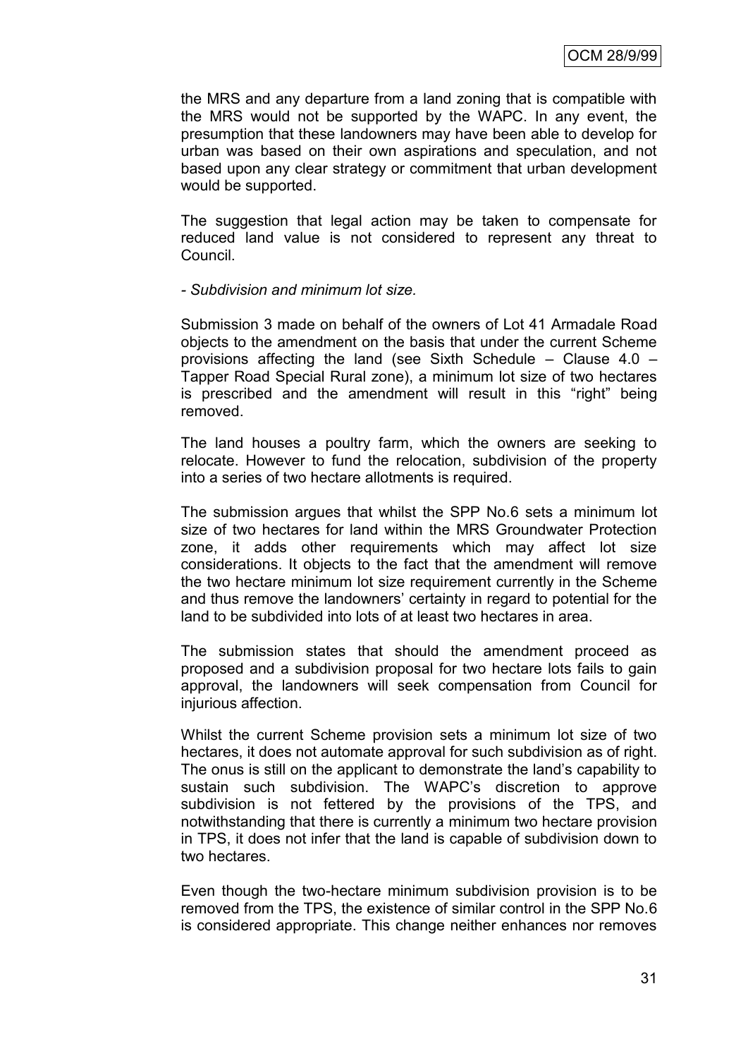the MRS and any departure from a land zoning that is compatible with the MRS would not be supported by the WAPC. In any event, the presumption that these landowners may have been able to develop for urban was based on their own aspirations and speculation, and not based upon any clear strategy or commitment that urban development would be supported.

The suggestion that legal action may be taken to compensate for reduced land value is not considered to represent any threat to Council.

- *Subdivision and minimum lot size.*

Submission 3 made on behalf of the owners of Lot 41 Armadale Road objects to the amendment on the basis that under the current Scheme provisions affecting the land (see Sixth Schedule – Clause 4.0 – Tapper Road Special Rural zone), a minimum lot size of two hectares is prescribed and the amendment will result in this "right" being removed.

The land houses a poultry farm, which the owners are seeking to relocate. However to fund the relocation, subdivision of the property into a series of two hectare allotments is required.

The submission argues that whilst the SPP No.6 sets a minimum lot size of two hectares for land within the MRS Groundwater Protection zone, it adds other requirements which may affect lot size considerations. It objects to the fact that the amendment will remove the two hectare minimum lot size requirement currently in the Scheme and thus remove the landowners' certainty in regard to potential for the land to be subdivided into lots of at least two hectares in area.

The submission states that should the amendment proceed as proposed and a subdivision proposal for two hectare lots fails to gain approval, the landowners will seek compensation from Council for injurious affection.

Whilst the current Scheme provision sets a minimum lot size of two hectares, it does not automate approval for such subdivision as of right. The onus is still on the applicant to demonstrate the land's capability to sustain such subdivision. The WAPC's discretion to approve subdivision is not fettered by the provisions of the TPS, and notwithstanding that there is currently a minimum two hectare provision in TPS, it does not infer that the land is capable of subdivision down to two hectares.

Even though the two-hectare minimum subdivision provision is to be removed from the TPS, the existence of similar control in the SPP No.6 is considered appropriate. This change neither enhances nor removes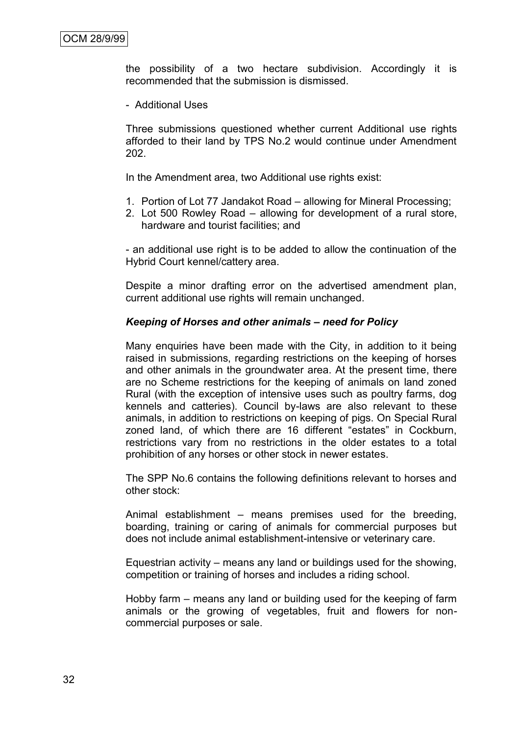the possibility of a two hectare subdivision. Accordingly it is recommended that the submission is dismissed.

- Additional Uses

Three submissions questioned whether current Additional use rights afforded to their land by TPS No.2 would continue under Amendment 202.

In the Amendment area, two Additional use rights exist:

1. Portion of Lot 77 Jandakot Road – allowing for Mineral Processing;
2. Lot 500 Rowley Road – allowing for development of a rural store, hardware and tourist facilities; and

- an additional use right is to be added to allow the continuation of the Hybrid Court kennel/cattery area.

Despite a minor drafting error on the advertised amendment plan, current additional use rights will remain unchanged.

***Keeping of Horses and other animals – need for Policy***

Many enquiries have been made with the City, in addition to it being raised in submissions, regarding restrictions on the keeping of horses and other animals in the groundwater area. At the present time, there are no Scheme restrictions for the keeping of animals on land zoned Rural (with the exception of intensive uses such as poultry farms, dog kennels and catteries). Council by-laws are also relevant to these animals, in addition to restrictions on keeping of pigs. On Special Rural zoned land, of which there are 16 different "estates" in Cockburn, restrictions vary from no restrictions in the older estates to a total prohibition of any horses or other stock in newer estates.

The SPP No.6 contains the following definitions relevant to horses and other stock:

Animal establishment – means premises used for the breeding, boarding, training or caring of animals for commercial purposes but does not include animal establishment-intensive or veterinary care.

Equestrian activity – means any land or buildings used for the showing, competition or training of horses and includes a riding school.

Hobby farm – means any land or building used for the keeping of farm animals or the growing of vegetables, fruit and flowers for non-commercial purposes or sale.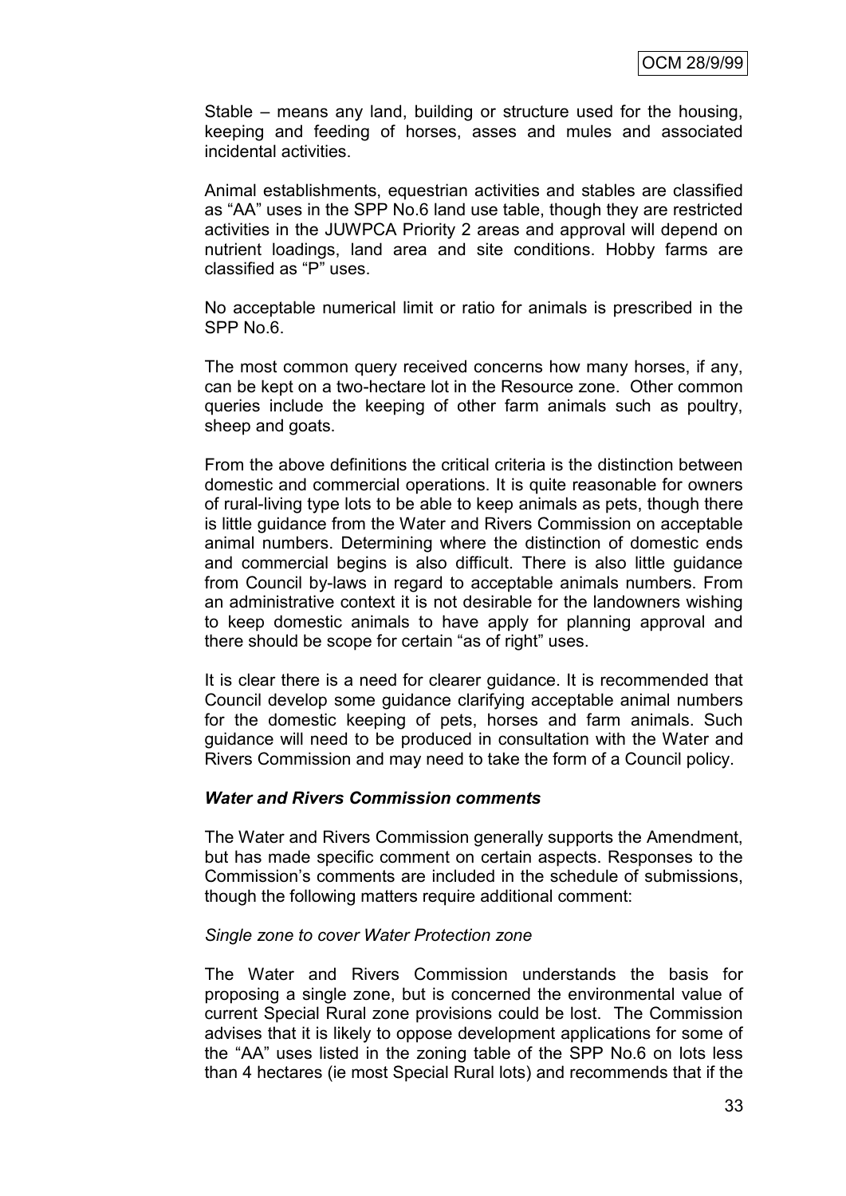Stable – means any land, building or structure used for the housing, keeping and feeding of horses, asses and mules and associated incidental activities.

Animal establishments, equestrian activities and stables are classified as "AA" uses in the SPP No.6 land use table, though they are restricted activities in the JUWPCA Priority 2 areas and approval will depend on nutrient loadings, land area and site conditions. Hobby farms are classified as "P" uses.

No acceptable numerical limit or ratio for animals is prescribed in the SPP No.6.

The most common query received concerns how many horses, if any, can be kept on a two-hectare lot in the Resource zone. Other common queries include the keeping of other farm animals such as poultry, sheep and goats.

From the above definitions the critical criteria is the distinction between domestic and commercial operations. It is quite reasonable for owners of rural-living type lots to be able to keep animals as pets, though there is little guidance from the Water and Rivers Commission on acceptable animal numbers. Determining where the distinction of domestic ends and commercial begins is also difficult. There is also little guidance from Council by-laws in regard to acceptable animals numbers. From an administrative context it is not desirable for the landowners wishing to keep domestic animals to have apply for planning approval and there should be scope for certain "as of right" uses.

It is clear there is a need for clearer guidance. It is recommended that Council develop some guidance clarifying acceptable animal numbers for the domestic keeping of pets, horses and farm animals. Such guidance will need to be produced in consultation with the Water and Rivers Commission and may need to take the form of a Council policy.

***Water and Rivers Commission comments***

The Water and Rivers Commission generally supports the Amendment, but has made specific comment on certain aspects. Responses to the Commission's comments are included in the schedule of submissions, though the following matters require additional comment:

*Single zone to cover Water Protection zone*

The Water and Rivers Commission understands the basis for proposing a single zone, but is concerned the environmental value of current Special Rural zone provisions could be lost. The Commission advises that it is likely to oppose development applications for some of the "AA" uses listed in the zoning table of the SPP No.6 on lots less than 4 hectares (ie most Special Rural lots) and recommends that if the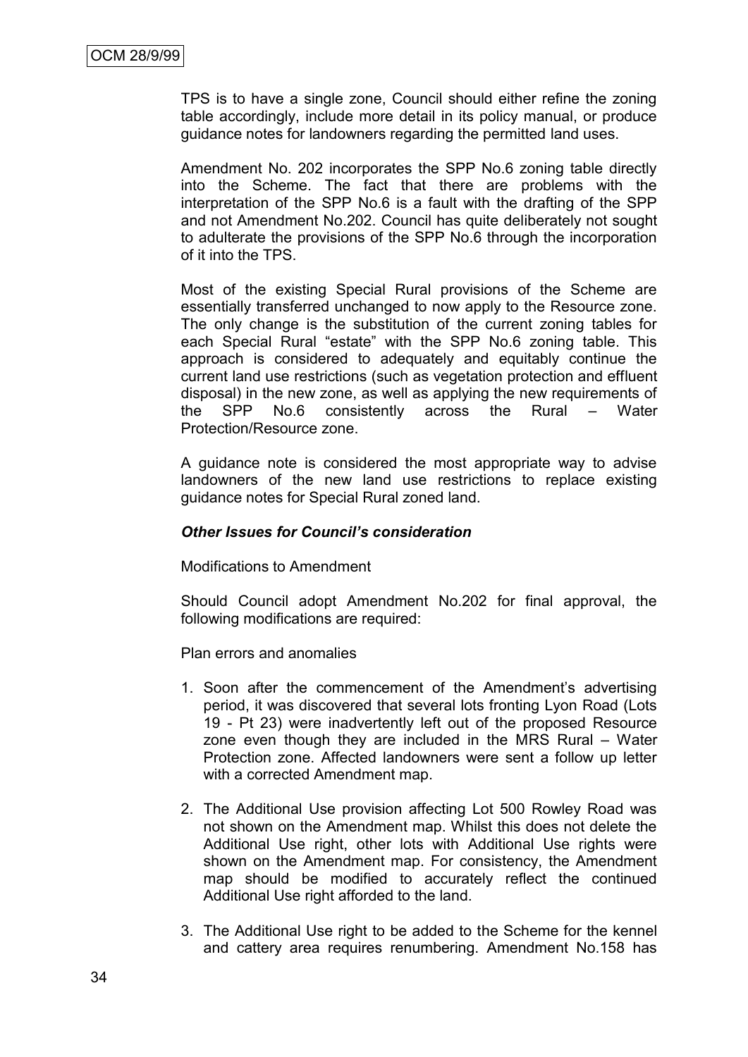TPS is to have a single zone, Council should either refine the zoning table accordingly, include more detail in its policy manual, or produce guidance notes for landowners regarding the permitted land uses.

Amendment No. 202 incorporates the SPP No.6 zoning table directly into the Scheme. The fact that there are problems with the interpretation of the SPP No.6 is a fault with the drafting of the SPP and not Amendment No.202. Council has quite deliberately not sought to adulterate the provisions of the SPP No.6 through the incorporation of it into the TPS.

Most of the existing Special Rural provisions of the Scheme are essentially transferred unchanged to now apply to the Resource zone. The only change is the substitution of the current zoning tables for each Special Rural "estate" with the SPP No.6 zoning table. This approach is considered to adequately and equitably continue the current land use restrictions (such as vegetation protection and effluent disposal) in the new zone, as well as applying the new requirements of the SPP No.6 consistently across the Rural – Water Protection/Resource zone.

A guidance note is considered the most appropriate way to advise landowners of the new land use restrictions to replace existing guidance notes for Special Rural zoned land.

***Other Issues for Council's consideration***

Modifications to Amendment

Should Council adopt Amendment No.202 for final approval, the following modifications are required:

Plan errors and anomalies

1. Soon after the commencement of the Amendment's advertising period, it was discovered that several lots fronting Lyon Road (Lots 19 - Pt 23) were inadvertently left out of the proposed Resource zone even though they are included in the MRS Rural – Water Protection zone. Affected landowners were sent a follow up letter with a corrected Amendment map.

2. The Additional Use provision affecting Lot 500 Rowley Road was not shown on the Amendment map. Whilst this does not delete the Additional Use right, other lots with Additional Use rights were shown on the Amendment map. For consistency, the Amendment map should be modified to accurately reflect the continued Additional Use right afforded to the land.

3. The Additional Use right to be added to the Scheme for the kennel and cattery area requires renumbering. Amendment No.158 has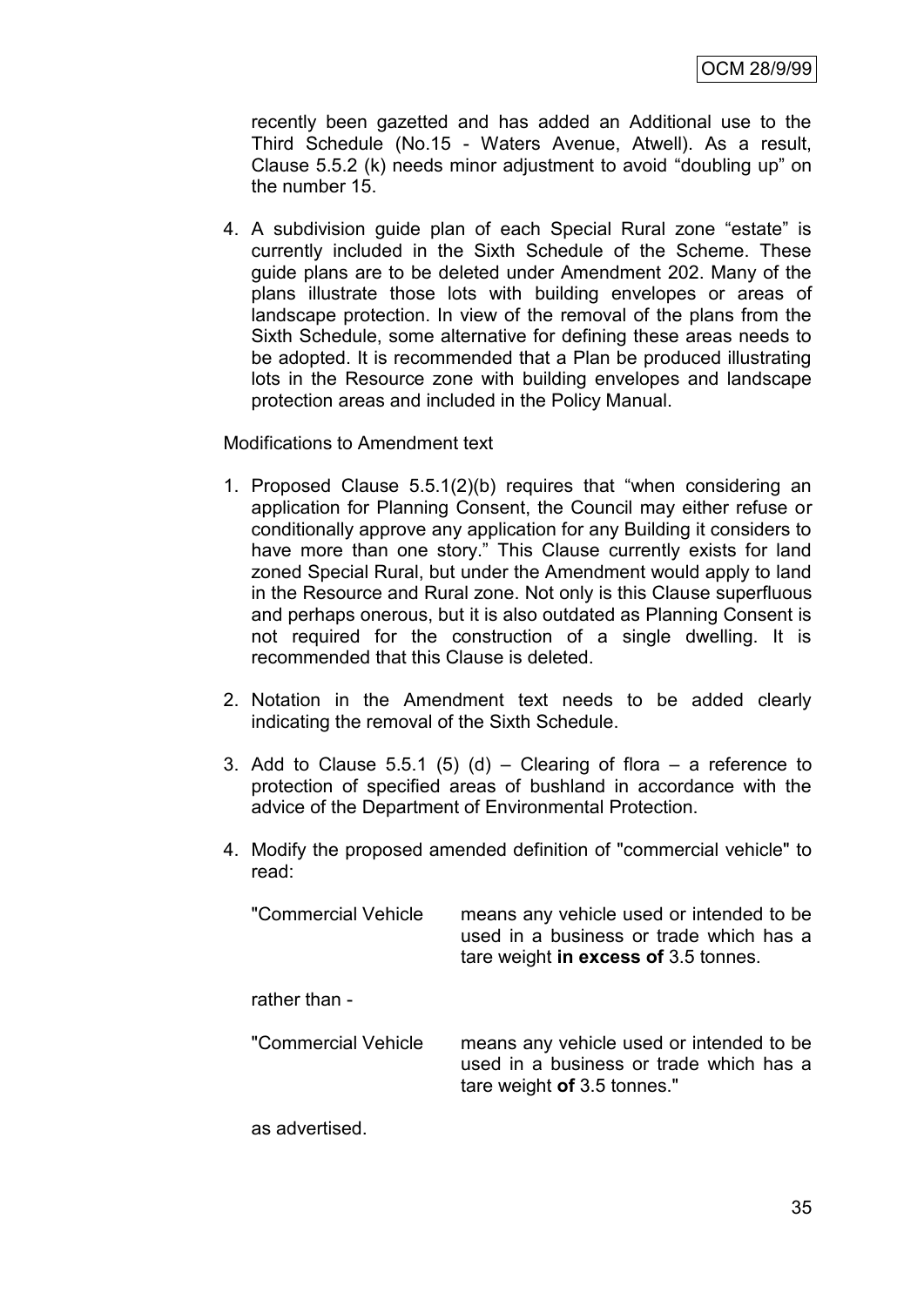recently been gazetted and has added an Additional use to the Third Schedule (No.15 - Waters Avenue, Atwell). As a result, Clause 5.5.2 (k) needs minor adjustment to avoid "doubling up" on the number 15.

4. A subdivision guide plan of each Special Rural zone "estate" is currently included in the Sixth Schedule of the Scheme. These guide plans are to be deleted under Amendment 202. Many of the plans illustrate those lots with building envelopes or areas of landscape protection. In view of the removal of the plans from the Sixth Schedule, some alternative for defining these areas needs to be adopted. It is recommended that a Plan be produced illustrating lots in the Resource zone with building envelopes and landscape protection areas and included in the Policy Manual.

Modifications to Amendment text

1. Proposed Clause 5.5.1(2)(b) requires that "when considering an application for Planning Consent, the Council may either refuse or conditionally approve any application for any Building it considers to have more than one story." This Clause currently exists for land zoned Special Rural, but under the Amendment would apply to land in the Resource and Rural zone. Not only is this Clause superfluous and perhaps onerous, but it is also outdated as Planning Consent is not required for the construction of a single dwelling. It is recommended that this Clause is deleted.

2. Notation in the Amendment text needs to be added clearly indicating the removal of the Sixth Schedule.

3. Add to Clause 5.5.1 (5) (d) – Clearing of flora – a reference to protection of specified areas of bushland in accordance with the advice of the Department of Environmental Protection.

4. Modify the proposed amended definition of "commercial vehicle" to read:

   "Commercial Vehicle    means any vehicle used or intended to be used in a business or trade which has a tare weight **in excess of** 3.5 tonnes.

   rather than -

   "Commercial Vehicle    means any vehicle used or intended to be used in a business or trade which has a tare weight **of** 3.5 tonnes."

   as advertised.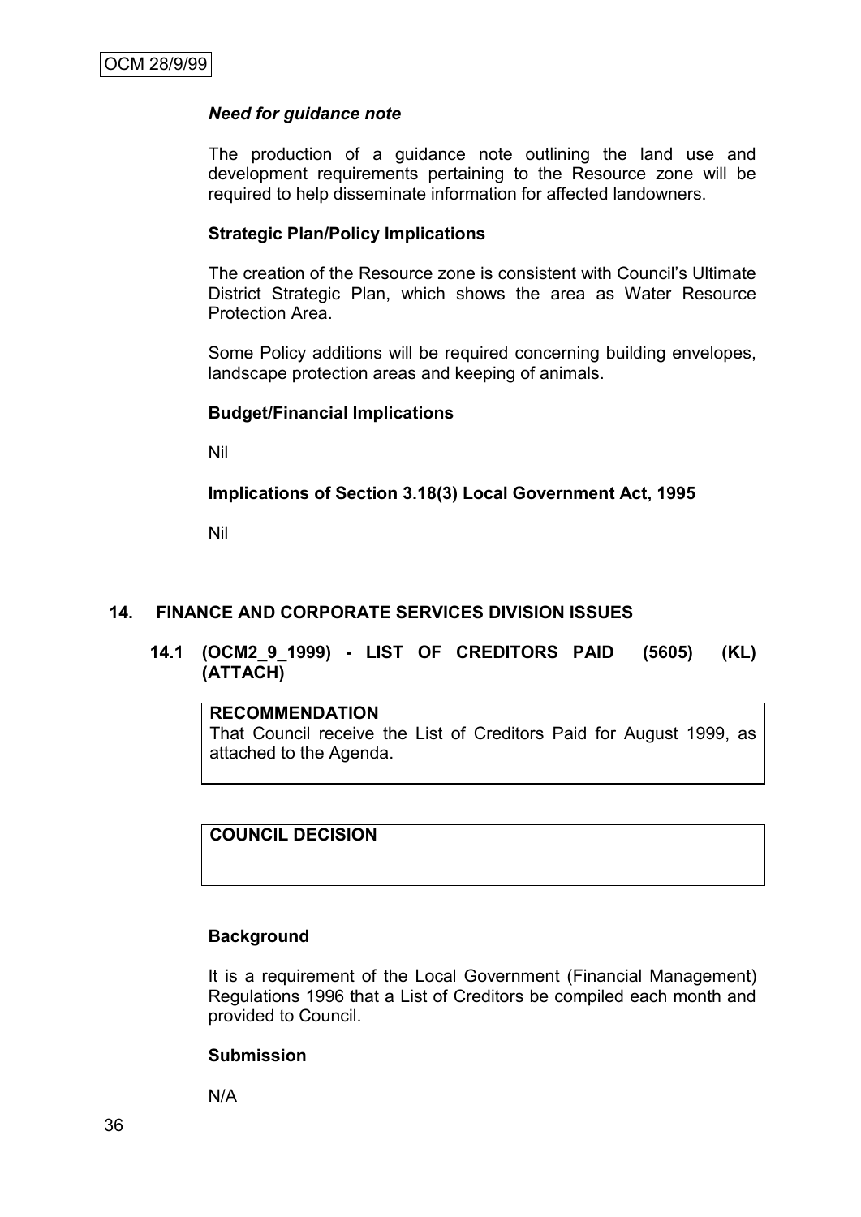***Need for guidance note***

The production of a guidance note outlining the land use and development requirements pertaining to the Resource zone will be required to help disseminate information for affected landowners.

**Strategic Plan/Policy Implications**

The creation of the Resource zone is consistent with Council's Ultimate District Strategic Plan, which shows the area as Water Resource Protection Area.

Some Policy additions will be required concerning building envelopes, landscape protection areas and keeping of animals.

**Budget/Financial Implications**

Nil

**Implications of Section 3.18(3) Local Government Act, 1995**

Nil

## 14. FINANCE AND CORPORATE SERVICES DIVISION ISSUES

### 14.1 (OCM2_9_1999) - LIST OF CREDITORS PAID (5605) (KL) (ATTACH)

**RECOMMENDATION**
That Council receive the List of Creditors Paid for August 1999, as attached to the Agenda.

**COUNCIL DECISION**

**Background**

It is a requirement of the Local Government (Financial Management) Regulations 1996 that a List of Creditors be compiled each month and provided to Council.

**Submission**

N/A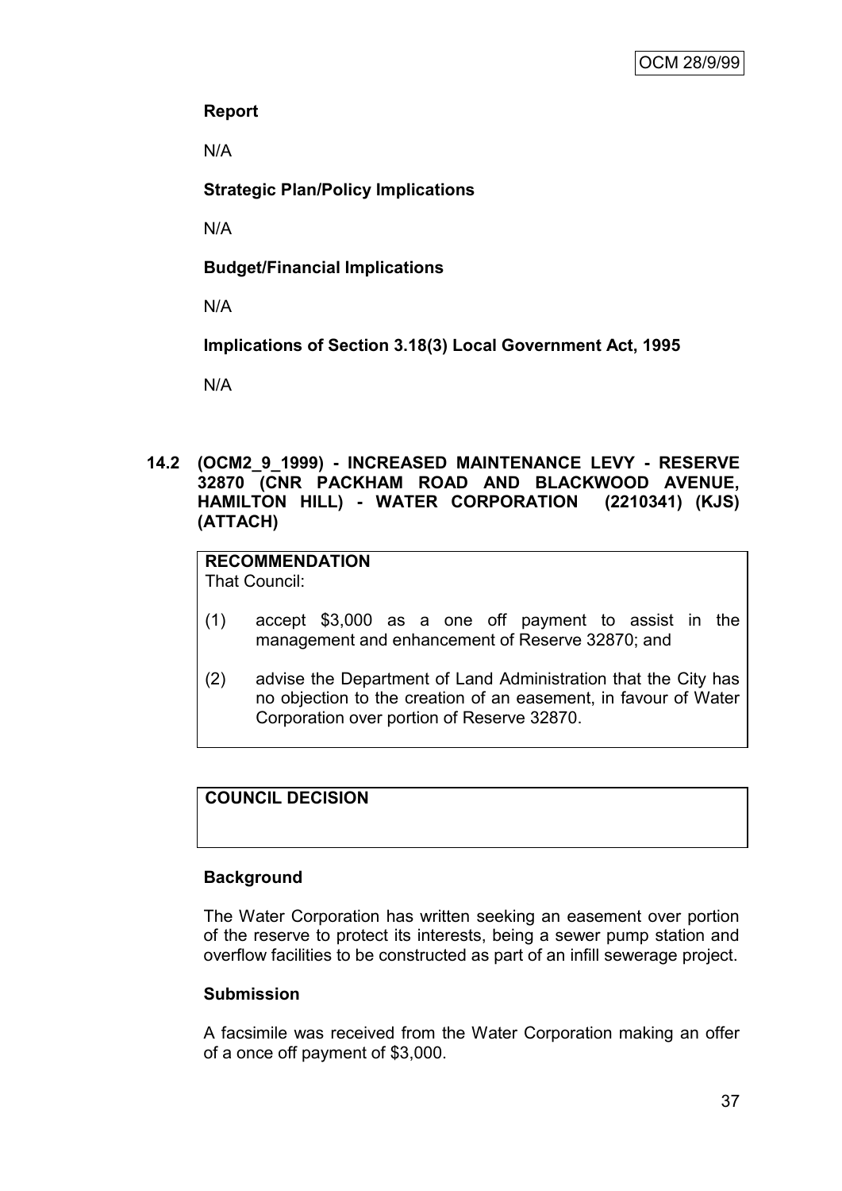**Report**

N/A

**Strategic Plan/Policy Implications**

N/A

**Budget/Financial Implications**

N/A

**Implications of Section 3.18(3) Local Government Act, 1995**

N/A

## 14.2 (OCM2_9_1999) - INCREASED MAINTENANCE LEVY - RESERVE 32870 (CNR PACKHAM ROAD AND BLACKWOOD AVENUE, HAMILTON HILL) - WATER CORPORATION (2210341) (KJS) (ATTACH)

**RECOMMENDATION**

That Council:

(1) accept $3,000 as a one off payment to assist in the management and enhancement of Reserve 32870; and

(2) advise the Department of Land Administration that the City has no objection to the creation of an easement, in favour of Water Corporation over portion of Reserve 32870.

**COUNCIL DECISION**

**Background**

The Water Corporation has written seeking an easement over portion of the reserve to protect its interests, being a sewer pump station and overflow facilities to be constructed as part of an infill sewerage project.

**Submission**

A facsimile was received from the Water Corporation making an offer of a once off payment of $3,000.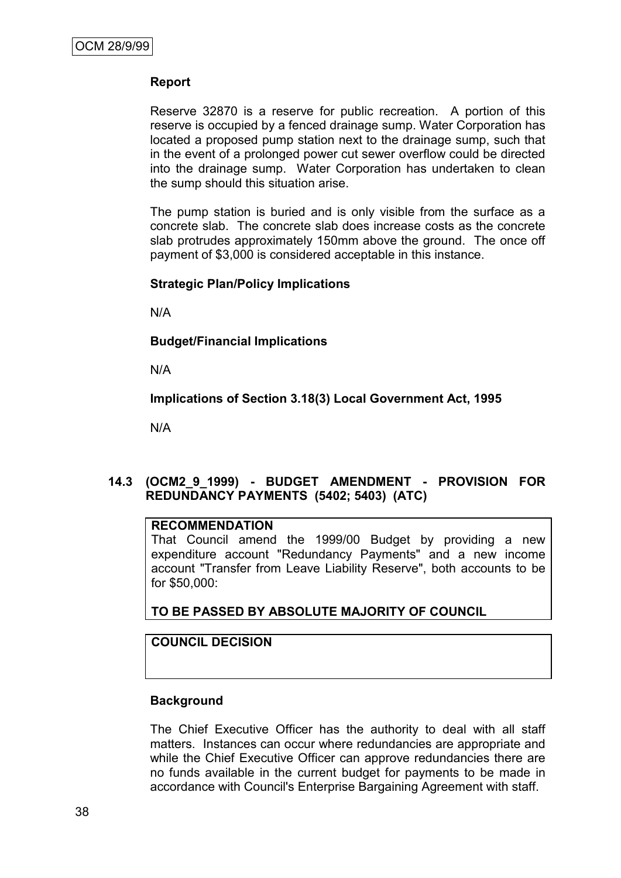**Report**

Reserve 32870 is a reserve for public recreation. A portion of this reserve is occupied by a fenced drainage sump. Water Corporation has located a proposed pump station next to the drainage sump, such that in the event of a prolonged power cut sewer overflow could be directed into the drainage sump. Water Corporation has undertaken to clean the sump should this situation arise.

The pump station is buried and is only visible from the surface as a concrete slab. The concrete slab does increase costs as the concrete slab protrudes approximately 150mm above the ground. The once off payment of $3,000 is considered acceptable in this instance.

**Strategic Plan/Policy Implications**

N/A

**Budget/Financial Implications**

N/A

**Implications of Section 3.18(3) Local Government Act, 1995**

N/A

## 14.3 (OCM2_9_1999) - BUDGET AMENDMENT - PROVISION FOR REDUNDANCY PAYMENTS (5402; 5403) (ATC)

**RECOMMENDATION**

That Council amend the 1999/00 Budget by providing a new expenditure account "Redundancy Payments" and a new income account "Transfer from Leave Liability Reserve", both accounts to be for $50,000:

**TO BE PASSED BY ABSOLUTE MAJORITY OF COUNCIL**

**COUNCIL DECISION**

**Background**

The Chief Executive Officer has the authority to deal with all staff matters. Instances can occur where redundancies are appropriate and while the Chief Executive Officer can approve redundancies there are no funds available in the current budget for payments to be made in accordance with Council's Enterprise Bargaining Agreement with staff.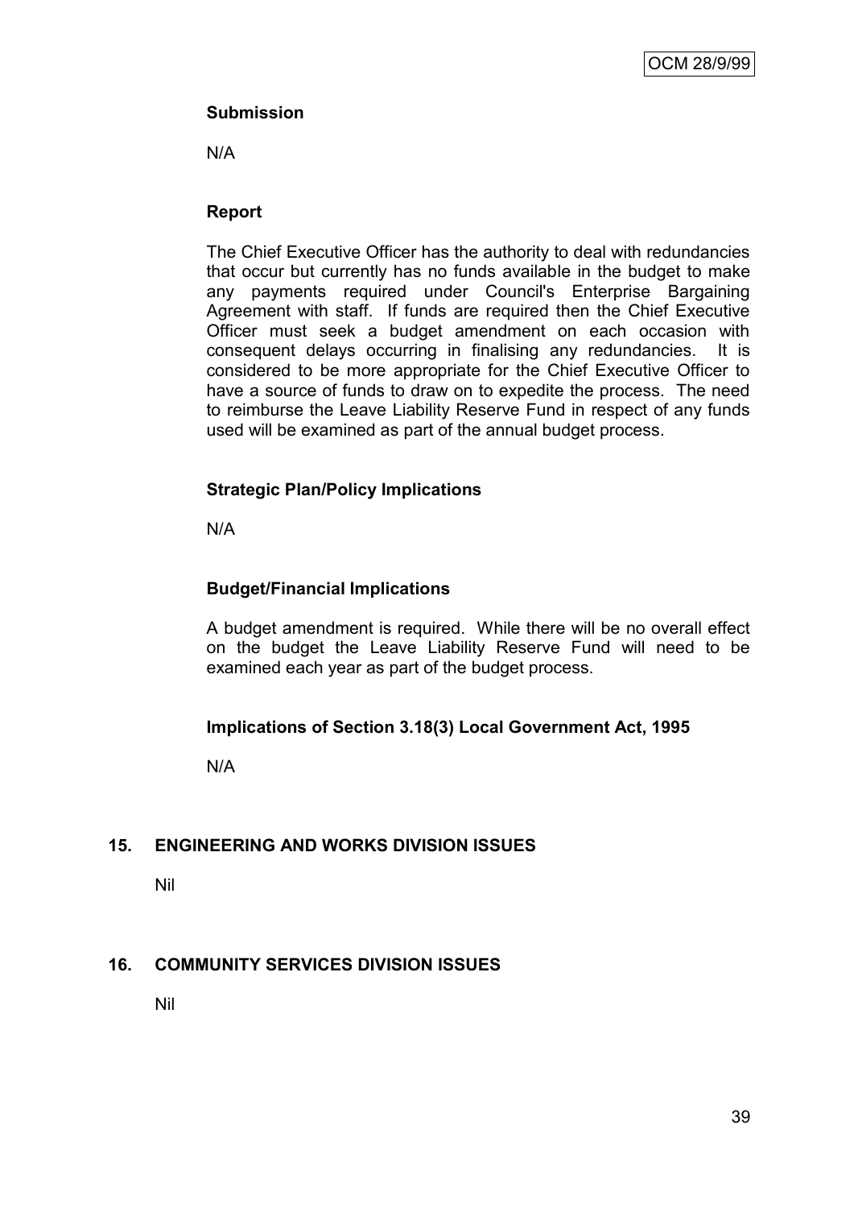**Submission**

N/A

**Report**

The Chief Executive Officer has the authority to deal with redundancies that occur but currently has no funds available in the budget to make any payments required under Council's Enterprise Bargaining Agreement with staff. If funds are required then the Chief Executive Officer must seek a budget amendment on each occasion with consequent delays occurring in finalising any redundancies. It is considered to be more appropriate for the Chief Executive Officer to have a source of funds to draw on to expedite the process. The need to reimburse the Leave Liability Reserve Fund in respect of any funds used will be examined as part of the annual budget process.

**Strategic Plan/Policy Implications**

N/A

**Budget/Financial Implications**

A budget amendment is required. While there will be no overall effect on the budget the Leave Liability Reserve Fund will need to be examined each year as part of the budget process.

**Implications of Section 3.18(3) Local Government Act, 1995**

N/A

## 15. ENGINEERING AND WORKS DIVISION ISSUES

Nil

## 16. COMMUNITY SERVICES DIVISION ISSUES

Nil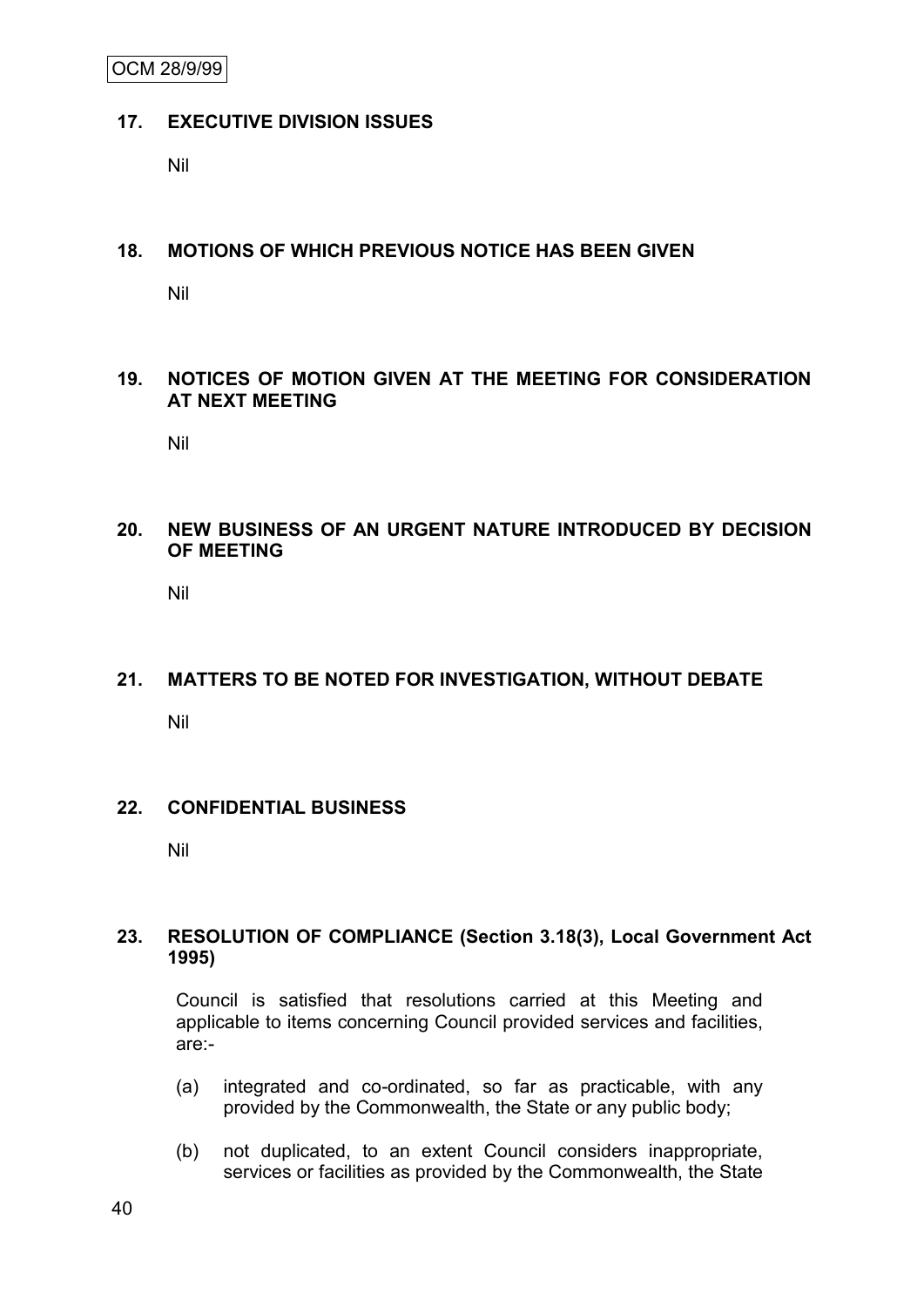## 17. EXECUTIVE DIVISION ISSUES

Nil

## 18. MOTIONS OF WHICH PREVIOUS NOTICE HAS BEEN GIVEN

Nil

## 19. NOTICES OF MOTION GIVEN AT THE MEETING FOR CONSIDERATION AT NEXT MEETING

Nil

## 20. NEW BUSINESS OF AN URGENT NATURE INTRODUCED BY DECISION OF MEETING

Nil

## 21. MATTERS TO BE NOTED FOR INVESTIGATION, WITHOUT DEBATE

Nil

## 22. CONFIDENTIAL BUSINESS

Nil

## 23. RESOLUTION OF COMPLIANCE (Section 3.18(3), Local Government Act 1995)

Council is satisfied that resolutions carried at this Meeting and applicable to items concerning Council provided services and facilities, are:-

(a) integrated and co-ordinated, so far as practicable, with any provided by the Commonwealth, the State or any public body;

(b) not duplicated, to an extent Council considers inappropriate, services or facilities as provided by the Commonwealth, the State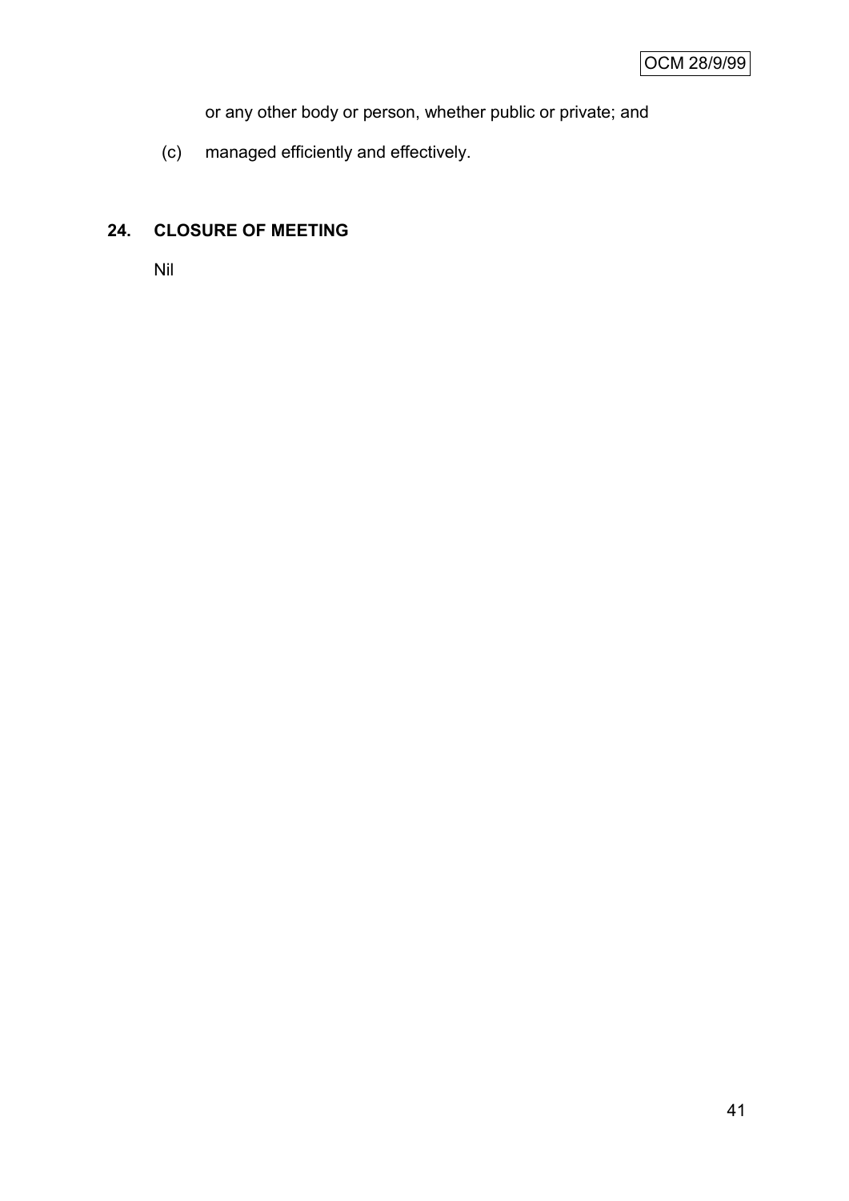or any other body or person, whether public or private; and

(c) managed efficiently and effectively.

## 24. CLOSURE OF MEETING

Nil